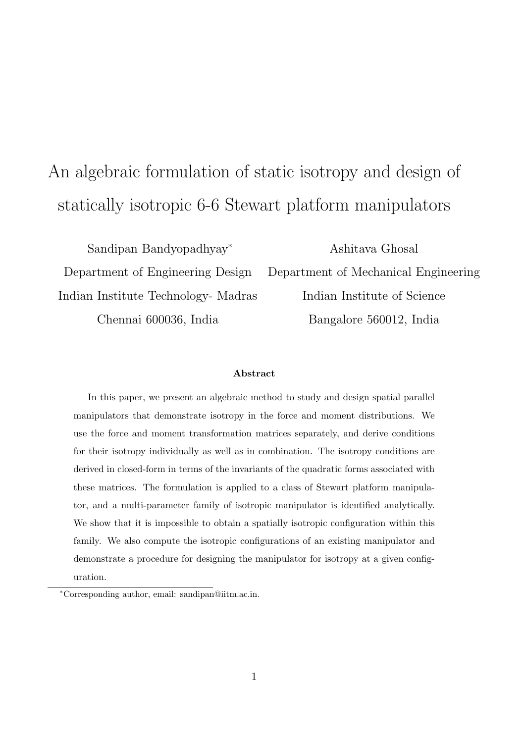# An algebraic formulation of static isotropy and design of statically isotropic 6-6 Stewart platform manipulators

Sandipan Bandyopadhyay*
Department of Engineering Design
Indian Institute Technology- Madras
Chennai 600036, India

Ashitava Ghosal
Department of Mechanical Engineering
Indian Institute of Science
Bangalore 560012, India

**Abstract**

In this paper, we present an algebraic method to study and design spatial parallel manipulators that demonstrate isotropy in the force and moment distributions. We use the force and moment transformation matrices separately, and derive conditions for their isotropy individually as well as in combination. The isotropy conditions are derived in closed-form in terms of the invariants of the quadratic forms associated with these matrices. The formulation is applied to a class of Stewart platform manipulator, and a multi-parameter family of isotropic manipulator is identified analytically. We show that it is impossible to obtain a spatially isotropic configuration within this family. We also compute the isotropic configurations of an existing manipulator and demonstrate a procedure for designing the manipulator for isotropy at a given configuration.

*Corresponding author, email: sandipan@iitm.ac.in.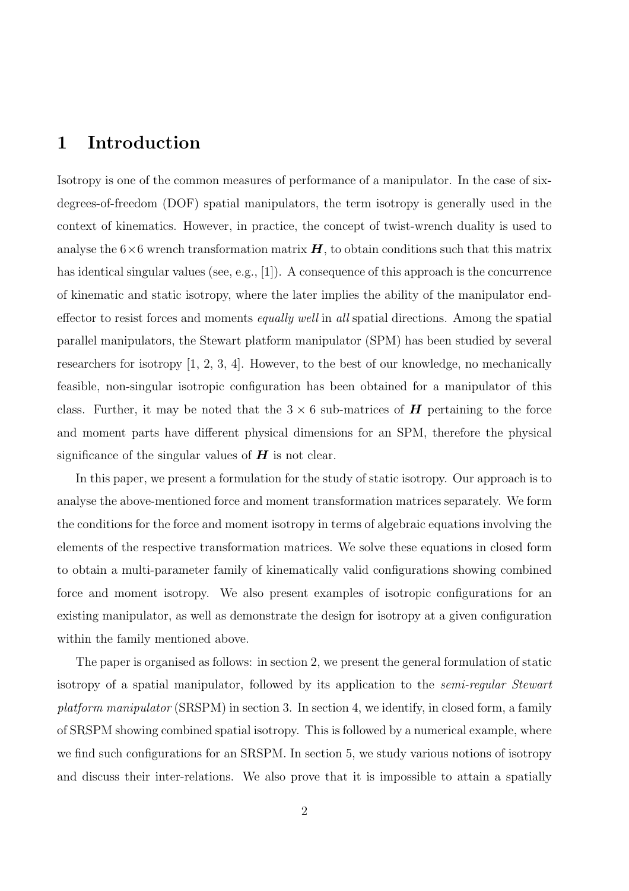# 1 Introduction

Isotropy is one of the common measures of performance of a manipulator. In the case of six-degrees-of-freedom (DOF) spatial manipulators, the term isotropy is generally used in the context of kinematics. However, in practice, the concept of twist-wrench duality is used to analyse the $6\times6$ wrench transformation matrix $\boldsymbol{H}$, to obtain conditions such that this matrix has identical singular values (see, e.g., [1]). A consequence of this approach is the concurrence of kinematic and static isotropy, where the later implies the ability of the manipulator end-effector to resist forces and moments *equally well* in *all* spatial directions. Among the spatial parallel manipulators, the Stewart platform manipulator (SPM) has been studied by several researchers for isotropy [1, 2, 3, 4]. However, to the best of our knowledge, no mechanically feasible, non-singular isotropic configuration has been obtained for a manipulator of this class. Further, it may be noted that the $3 \times 6$ sub-matrices of $\boldsymbol{H}$ pertaining to the force and moment parts have different physical dimensions for an SPM, therefore the physical significance of the singular values of $\boldsymbol{H}$ is not clear.

In this paper, we present a formulation for the study of static isotropy. Our approach is to analyse the above-mentioned force and moment transformation matrices separately. We form the conditions for the force and moment isotropy in terms of algebraic equations involving the elements of the respective transformation matrices. We solve these equations in closed form to obtain a multi-parameter family of kinematically valid configurations showing combined force and moment isotropy. We also present examples of isotropic configurations for an existing manipulator, as well as demonstrate the design for isotropy at a given configuration within the family mentioned above.

The paper is organised as follows: in section 2, we present the general formulation of static isotropy of a spatial manipulator, followed by its application to the *semi-regular Stewart platform manipulator* (SRSPM) in section 3. In section 4, we identify, in closed form, a family of SRSPM showing combined spatial isotropy. This is followed by a numerical example, where we find such configurations for an SRSPM. In section 5, we study various notions of isotropy and discuss their inter-relations. We also prove that it is impossible to attain a spatially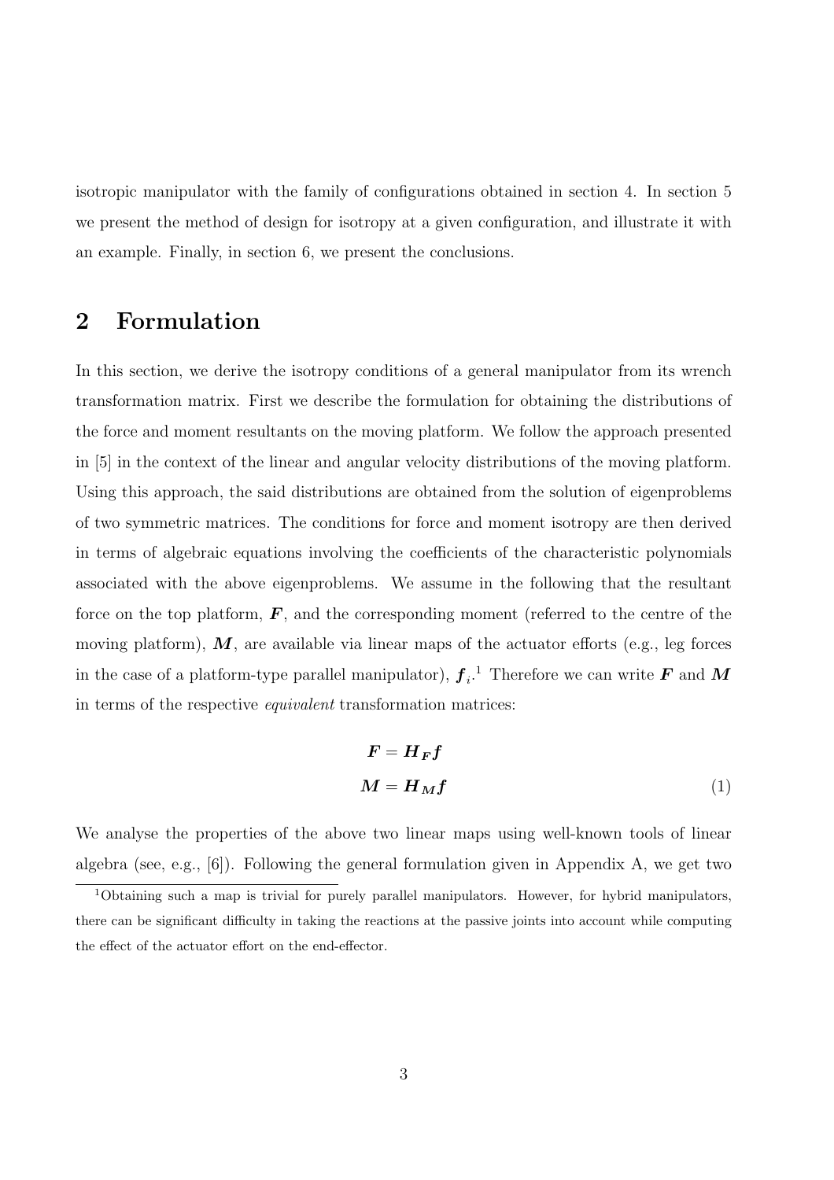isotropic manipulator with the family of configurations obtained in section 4. In section 5 we present the method of design for isotropy at a given configuration, and illustrate it with an example. Finally, in section 6, we present the conclusions.

## 2 Formulation

In this section, we derive the isotropy conditions of a general manipulator from its wrench transformation matrix. First we describe the formulation for obtaining the distributions of the force and moment resultants on the moving platform. We follow the approach presented in [5] in the context of the linear and angular velocity distributions of the moving platform. Using this approach, the said distributions are obtained from the solution of eigenproblems of two symmetric matrices. The conditions for force and moment isotropy are then derived in terms of algebraic equations involving the coefficients of the characteristic polynomials associated with the above eigenproblems. We assume in the following that the resultant force on the top platform, $\boldsymbol{F}$, and the corresponding moment (referred to the centre of the moving platform), $\boldsymbol{M}$, are available via linear maps of the actuator efforts (e.g., leg forces in the case of a platform-type parallel manipulator), $\boldsymbol{f}_i$.[1] Therefore we can write $\boldsymbol{F}$ and $\boldsymbol{M}$ in terms of the respective *equivalent* transformation matrices:

$$
\begin{aligned}
\boldsymbol{F} &= \boldsymbol{H_F f} \\
\boldsymbol{M} &= \boldsymbol{H_M f}
\end{aligned}
\tag{1}
$$

We analyse the properties of the above two linear maps using well-known tools of linear algebra (see, e.g., [6]). Following the general formulation given in Appendix A, we get two

[1] Obtaining such a map is trivial for purely parallel manipulators. However, for hybrid manipulators, there can be significant difficulty in taking the reactions at the passive joints into account while computing the effect of the actuator effort on the end-effector.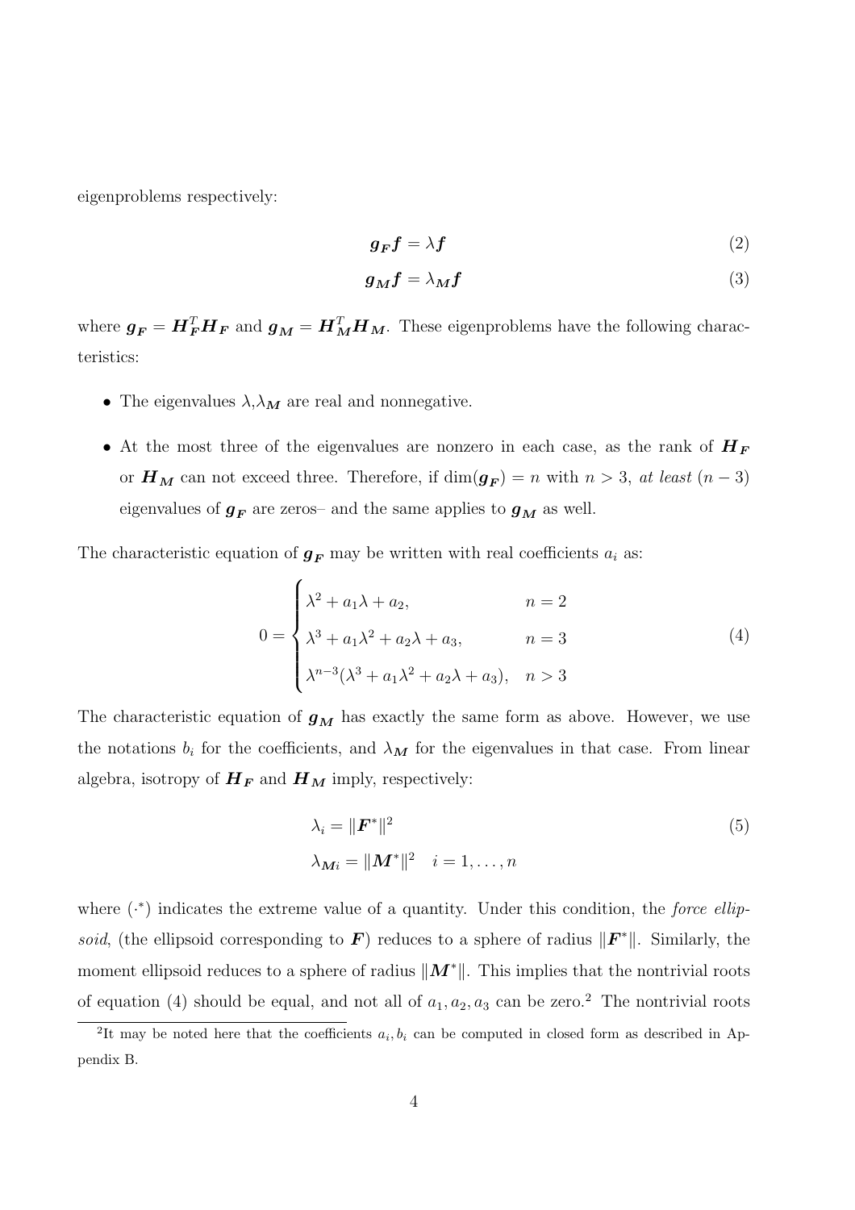eigenproblems respectively:

$$\boldsymbol{g_F} \boldsymbol{f} = \lambda \boldsymbol{f} \tag{2}$$

$$\boldsymbol{g_M} \boldsymbol{f} = \lambda_{\boldsymbol{M}} \boldsymbol{f} \tag{3}$$

where $\boldsymbol{g_F} = \boldsymbol{H}_{\boldsymbol{F}}^T \boldsymbol{H_F}$ and $\boldsymbol{g_M} = \boldsymbol{H}_{\boldsymbol{M}}^T \boldsymbol{H_M}$. These eigenproblems have the following characteristics:

- The eigenvalues $\lambda, \lambda_{\boldsymbol{M}}$ are real and nonnegative.
- At the most three of the eigenvalues are nonzero in each case, as the rank of $\boldsymbol{H_F}$ or $\boldsymbol{H_M}$ can not exceed three. Therefore, if $\dim(\boldsymbol{g_F}) = n$ with $n > 3$, *at least* $(n-3)$ eigenvalues of $\boldsymbol{g_F}$ are zeros– and the same applies to $\boldsymbol{g_M}$ as well.

The characteristic equation of $\boldsymbol{g_F}$ may be written with real coefficients $a_i$ as:

$$0 = \begin{cases} \lambda^2 + a_1\lambda + a_2, & n = 2 \\ \lambda^3 + a_1\lambda^2 + a_2\lambda + a_3, & n = 3 \\ \lambda^{n-3}(\lambda^3 + a_1\lambda^2 + a_2\lambda + a_3), & n > 3 \end{cases} \tag{4}$$

The characteristic equation of $\boldsymbol{g_M}$ has exactly the same form as above. However, we use the notations $b_i$ for the coefficients, and $\lambda_{\boldsymbol{M}}$ for the eigenvalues in that case. From linear algebra, isotropy of $\boldsymbol{H_F}$ and $\boldsymbol{H_M}$ imply, respectively:

$$\begin{aligned} \lambda_i &= \|\boldsymbol{F}^*\|^2 \\ \lambda_{\boldsymbol{M}i} &= \|\boldsymbol{M}^*\|^2 \quad i = 1, \ldots, n \end{aligned} \tag{5}$$

where $(\cdot^*)$ indicates the extreme value of a quantity. Under this condition, the *force ellipsoid*, (the ellipsoid corresponding to $\boldsymbol{F}$) reduces to a sphere of radius $\|\boldsymbol{F}^*\|$. Similarly, the moment ellipsoid reduces to a sphere of radius $\|\boldsymbol{M}^*\|$. This implies that the nontrivial roots of equation (4) should be equal, and not all of $a_1, a_2, a_3$ can be zero.[2] The nontrivial roots

[2]It may be noted here that the coefficients $a_i, b_i$ can be computed in closed form as described in Appendix B.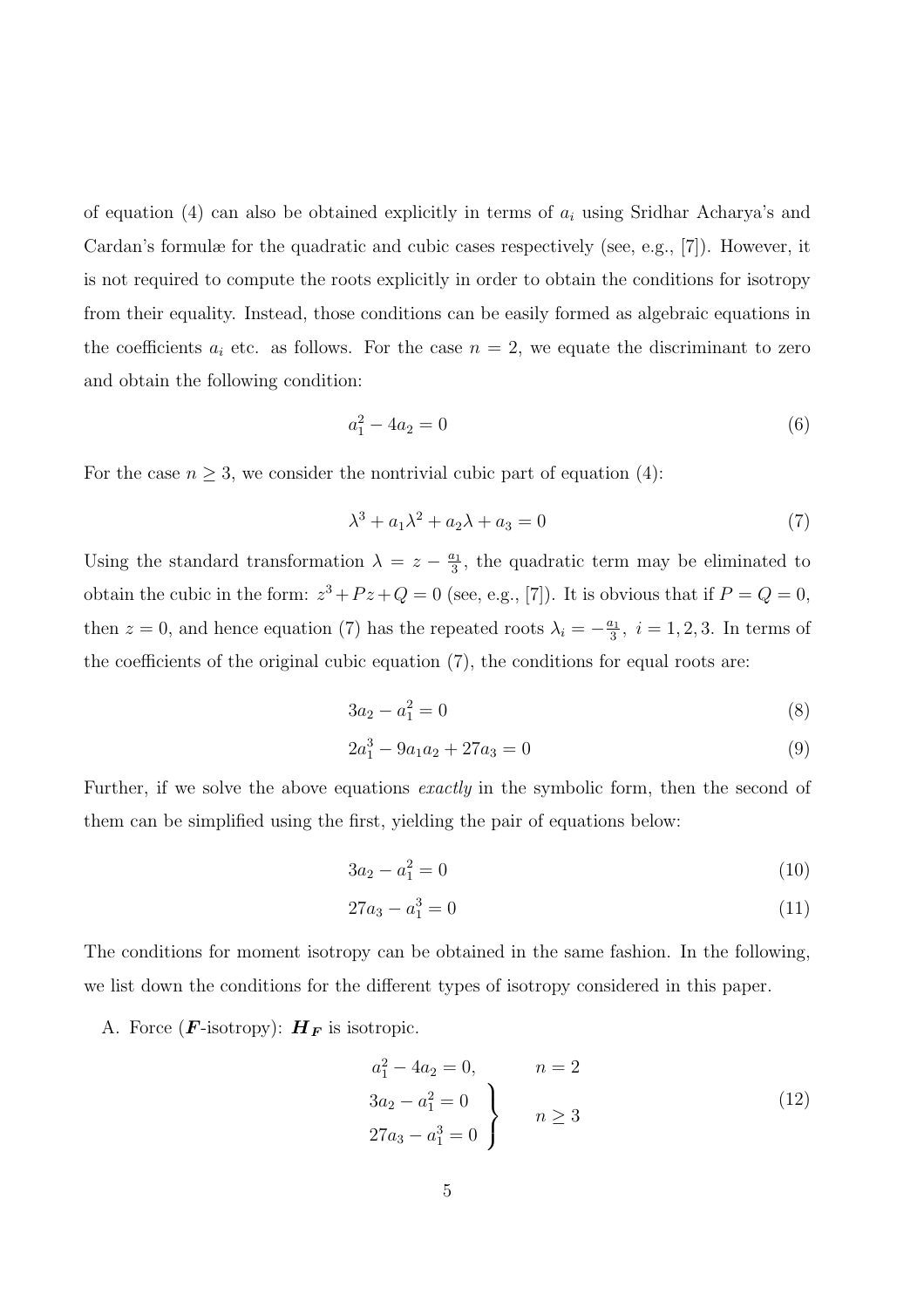of equation (4) can also be obtained explicitly in terms of $a_i$ using Sridhar Acharya's and Cardan's formulæ for the quadratic and cubic cases respectively (see, e.g., [7]). However, it is not required to compute the roots explicitly in order to obtain the conditions for isotropy from their equality. Instead, those conditions can be easily formed as algebraic equations in the coefficients $a_i$ etc. as follows. For the case $n = 2$, we equate the discriminant to zero and obtain the following condition:

$$a_1^2 - 4a_2 = 0 \tag{6}$$

For the case $n \geq 3$, we consider the nontrivial cubic part of equation (4):

$$\lambda^3 + a_1\lambda^2 + a_2\lambda + a_3 = 0 \tag{7}$$

Using the standard transformation $\lambda = z - \frac{a_1}{3}$, the quadratic term may be eliminated to obtain the cubic in the form: $z^3 + Pz + Q = 0$ (see, e.g., [7]). It is obvious that if $P = Q = 0$, then $z = 0$, and hence equation (7) has the repeated roots $\lambda_i = -\frac{a_1}{3},\ i = 1, 2, 3$. In terms of the coefficients of the original cubic equation (7), the conditions for equal roots are:

$$3a_2 - a_1^2 = 0 \tag{8}$$

$$2a_1^3 - 9a_1a_2 + 27a_3 = 0 \tag{9}$$

Further, if we solve the above equations *exactly* in the symbolic form, then the second of them can be simplified using the first, yielding the pair of equations below:

$$3a_2 - a_1^2 = 0 \tag{10}$$

$$27a_3 - a_1^3 = 0 \tag{11}$$

The conditions for moment isotropy can be obtained in the same fashion. In the following, we list down the conditions for the different types of isotropy considered in this paper.

A. Force ($\boldsymbol{F}$-isotropy): $\boldsymbol{H}_{\boldsymbol{F}}$ is isotropic.

$$\begin{array}{ll} a_1^2 - 4a_2 = 0, & n = 2 \\ \left.\begin{array}{l} 3a_2 - a_1^2 = 0 \\ 27a_3 - a_1^3 = 0 \end{array}\right\} & n \geq 3 \end{array} \tag{12}$$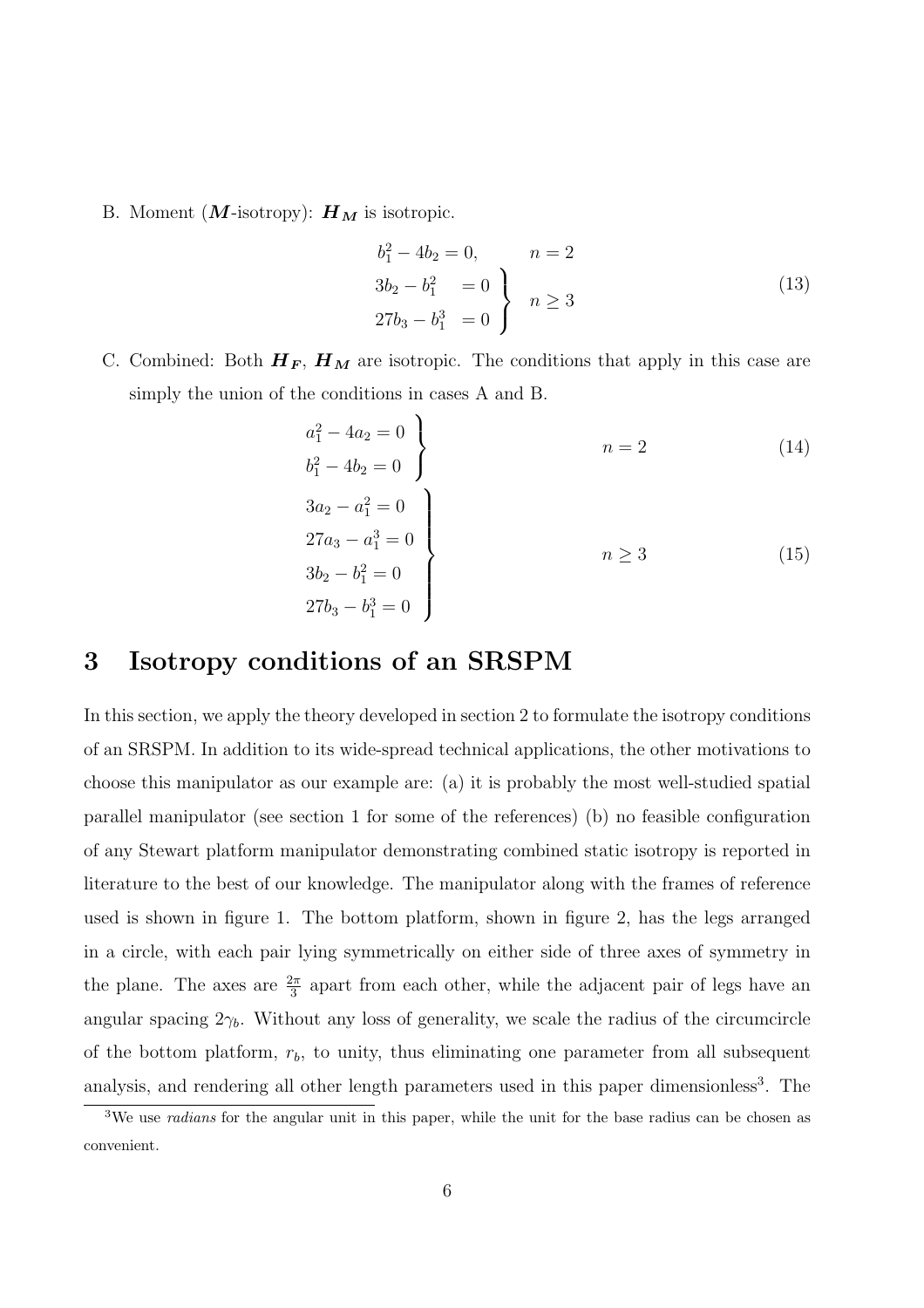B. Moment ($\boldsymbol{M}$-isotropy): $\boldsymbol{H_M}$ is isotropic.

$$
\begin{aligned}
&b_1^2 - 4b_2 = 0, && n = 2 \\
&\left.\begin{aligned} 3b_2 - b_1^2 &= 0 \\ 27b_3 - b_1^3 &= 0 \end{aligned}\right\} && n \geq 3
\end{aligned}
\tag{13}
$$

C. Combined: Both $\boldsymbol{H_F}$, $\boldsymbol{H_M}$ are isotropic. The conditions that apply in this case are simply the union of the conditions in cases A and B.

$$
\left.\begin{aligned} a_1^2 - 4a_2 = 0 \\ b_1^2 - 4b_2 = 0 \end{aligned}\right\} \qquad n = 2 \tag{14}
$$

$$
\left.\begin{aligned} 3a_2 - a_1^2 = 0 \\ 27a_3 - a_1^3 = 0 \\ 3b_2 - b_1^2 = 0 \\ 27b_3 - b_1^3 = 0 \end{aligned}\right\} \qquad n \geq 3 \tag{15}
$$

# 3 Isotropy conditions of an SRSPM

In this section, we apply the theory developed in section 2 to formulate the isotropy conditions of an SRSPM. In addition to its wide-spread technical applications, the other motivations to choose this manipulator as our example are: (a) it is probably the most well-studied spatial parallel manipulator (see section 1 for some of the references) (b) no feasible configuration of any Stewart platform manipulator demonstrating combined static isotropy is reported in literature to the best of our knowledge. The manipulator along with the frames of reference used is shown in figure 1. The bottom platform, shown in figure 2, has the legs arranged in a circle, with each pair lying symmetrically on either side of three axes of symmetry in the plane. The axes are $\frac{2\pi}{3}$ apart from each other, while the adjacent pair of legs have an angular spacing $2\gamma_b$. Without any loss of generality, we scale the radius of the circumcircle of the bottom platform, $r_b$, to unity, thus eliminating one parameter from all subsequent analysis, and rendering all other length parameters used in this paper dimensionless[3]. The

[3] We use *radians* for the angular unit in this paper, while the unit for the base radius can be chosen as convenient.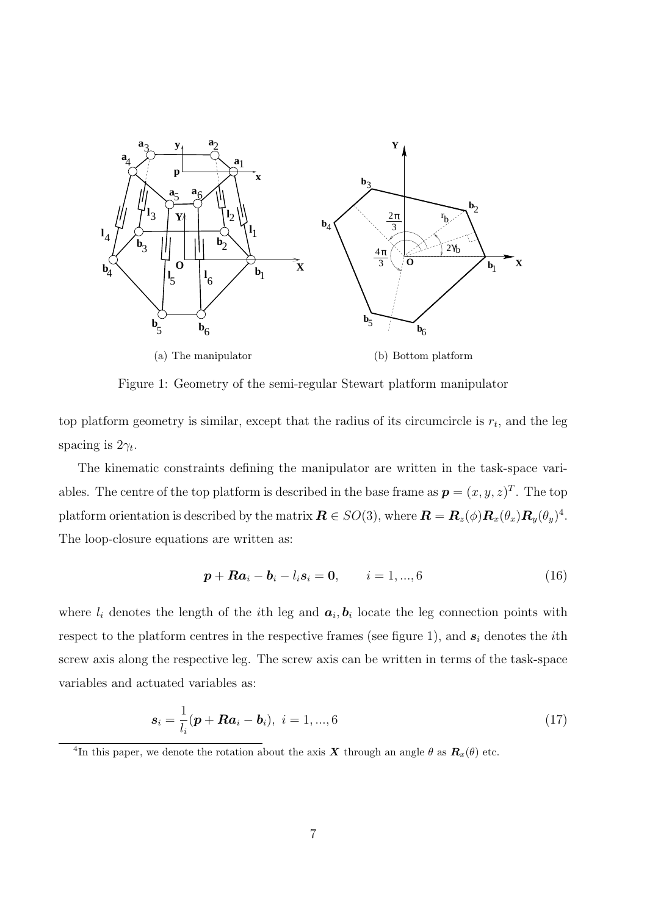(a) The manipulator

(b) Bottom platform

Figure 1: Geometry of the semi-regular Stewart platform manipulator

top platform geometry is similar, except that the radius of its circumcircle is $r_t$, and the leg spacing is $2\gamma_t$.

The kinematic constraints defining the manipulator are written in the task-space variables. The centre of the top platform is described in the base frame as $\boldsymbol{p} = (x, y, z)^T$. The top platform orientation is described by the matrix $\boldsymbol{R} \in SO(3)$, where $\boldsymbol{R} = \boldsymbol{R}_z(\phi)\boldsymbol{R}_x(\theta_x)\boldsymbol{R}_y(\theta_y)$[4]. The loop-closure equations are written as:

$$\boldsymbol{p} + \boldsymbol{R}\boldsymbol{a}_i - \boldsymbol{b}_i - l_i \boldsymbol{s}_i = \boldsymbol{0}, \qquad i = 1, ..., 6 \tag{16}$$

where $l_i$ denotes the length of the $i$th leg and $\boldsymbol{a}_i, \boldsymbol{b}_i$ locate the leg connection points with respect to the platform centres in the respective frames (see figure 1), and $\boldsymbol{s}_i$ denotes the $i$th screw axis along the respective leg. The screw axis can be written in terms of the task-space variables and actuated variables as:

$$\boldsymbol{s}_i = \frac{1}{l_i}(\boldsymbol{p} + \boldsymbol{R}\boldsymbol{a}_i - \boldsymbol{b}_i), \; i = 1, ..., 6 \tag{17}$$

[4] In this paper, we denote the rotation about the axis $\boldsymbol{X}$ through an angle $\theta$ as $\boldsymbol{R}_x(\theta)$ etc.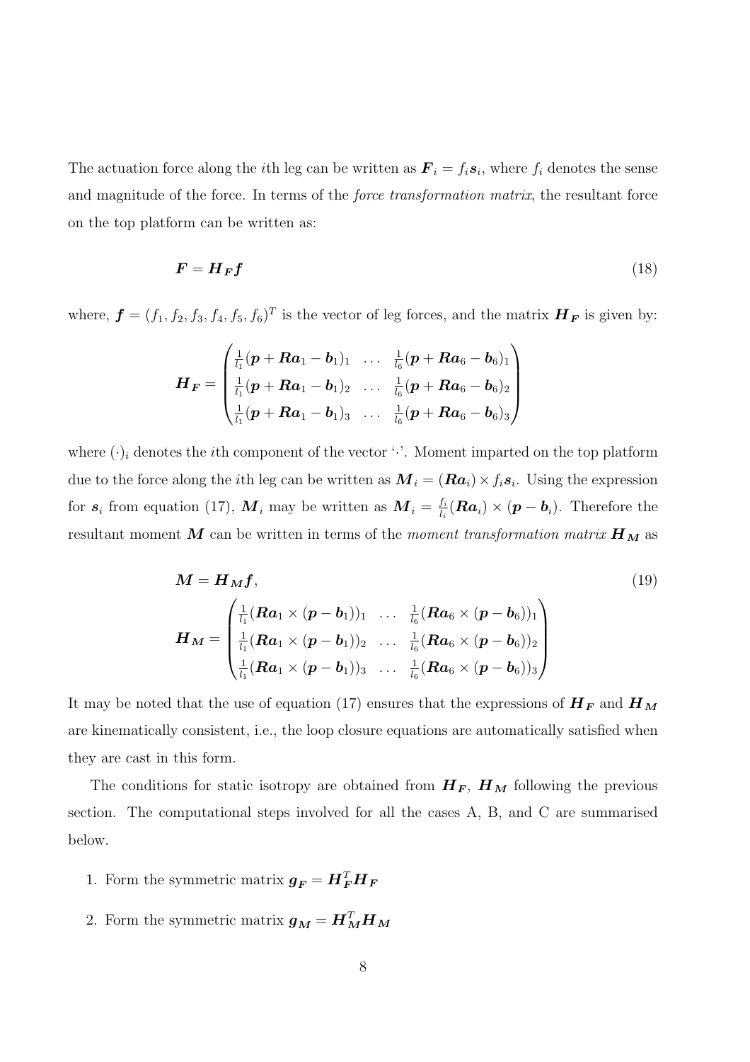The actuation force along the $i$th leg can be written as $\boldsymbol{F}_i = f_i \boldsymbol{s}_i$, where $f_i$ denotes the sense and magnitude of the force. In terms of the *force transformation matrix*, the resultant force on the top platform can be written as:

$$\boldsymbol{F} = \boldsymbol{H_F} \boldsymbol{f} \tag{18}$$

where, $\boldsymbol{f} = (f_1, f_2, f_3, f_4, f_5, f_6)^T$ is the vector of leg forces, and the matrix $\boldsymbol{H_F}$ is given by:

$$\boldsymbol{H_F} = \begin{pmatrix} \frac{1}{l_1}(\boldsymbol{p} + \boldsymbol{R}\boldsymbol{a}_1 - \boldsymbol{b}_1)_1 & \dots & \frac{1}{l_6}(\boldsymbol{p} + \boldsymbol{R}\boldsymbol{a}_6 - \boldsymbol{b}_6)_1 \\ \frac{1}{l_1}(\boldsymbol{p} + \boldsymbol{R}\boldsymbol{a}_1 - \boldsymbol{b}_1)_2 & \dots & \frac{1}{l_6}(\boldsymbol{p} + \boldsymbol{R}\boldsymbol{a}_6 - \boldsymbol{b}_6)_2 \\ \frac{1}{l_1}(\boldsymbol{p} + \boldsymbol{R}\boldsymbol{a}_1 - \boldsymbol{b}_1)_3 & \dots & \frac{1}{l_6}(\boldsymbol{p} + \boldsymbol{R}\boldsymbol{a}_6 - \boldsymbol{b}_6)_3 \end{pmatrix}$$

where $(\cdot)_i$ denotes the $i$th component of the vector '$\cdot$'. Moment imparted on the top platform due to the force along the $i$th leg can be written as $\boldsymbol{M}_i = (\boldsymbol{R}\boldsymbol{a}_i) \times f_i \boldsymbol{s}_i$. Using the expression for $\boldsymbol{s}_i$ from equation (17), $\boldsymbol{M}_i$ may be written as $\boldsymbol{M}_i = \frac{f_i}{l_i}(\boldsymbol{R}\boldsymbol{a}_i) \times (\boldsymbol{p} - \boldsymbol{b}_i)$. Therefore the resultant moment $\boldsymbol{M}$ can be written in terms of the *moment transformation matrix* $\boldsymbol{H_M}$ as

$$\boldsymbol{M} = \boldsymbol{H_M} \boldsymbol{f}, \tag{19}$$

$$\boldsymbol{H_M} = \begin{pmatrix} \frac{1}{l_1}(\boldsymbol{R}\boldsymbol{a}_1 \times (\boldsymbol{p} - \boldsymbol{b}_1))_1 & \dots & \frac{1}{l_6}(\boldsymbol{R}\boldsymbol{a}_6 \times (\boldsymbol{p} - \boldsymbol{b}_6))_1 \\ \frac{1}{l_1}(\boldsymbol{R}\boldsymbol{a}_1 \times (\boldsymbol{p} - \boldsymbol{b}_1))_2 & \dots & \frac{1}{l_6}(\boldsymbol{R}\boldsymbol{a}_6 \times (\boldsymbol{p} - \boldsymbol{b}_6))_2 \\ \frac{1}{l_1}(\boldsymbol{R}\boldsymbol{a}_1 \times (\boldsymbol{p} - \boldsymbol{b}_1))_3 & \dots & \frac{1}{l_6}(\boldsymbol{R}\boldsymbol{a}_6 \times (\boldsymbol{p} - \boldsymbol{b}_6))_3 \end{pmatrix}$$

It may be noted that the use of equation (17) ensures that the expressions of $\boldsymbol{H_F}$ and $\boldsymbol{H_M}$ are kinematically consistent, i.e., the loop closure equations are automatically satisfied when they are cast in this form.

The conditions for static isotropy are obtained from $\boldsymbol{H_F}$, $\boldsymbol{H_M}$ following the previous section. The computational steps involved for all the cases A, B, and C are summarised below.

1. Form the symmetric matrix $\boldsymbol{g_F} = \boldsymbol{H}_{\boldsymbol{F}}^T \boldsymbol{H_F}$
2. Form the symmetric matrix $\boldsymbol{g_M} = \boldsymbol{H}_{\boldsymbol{M}}^T \boldsymbol{H_M}$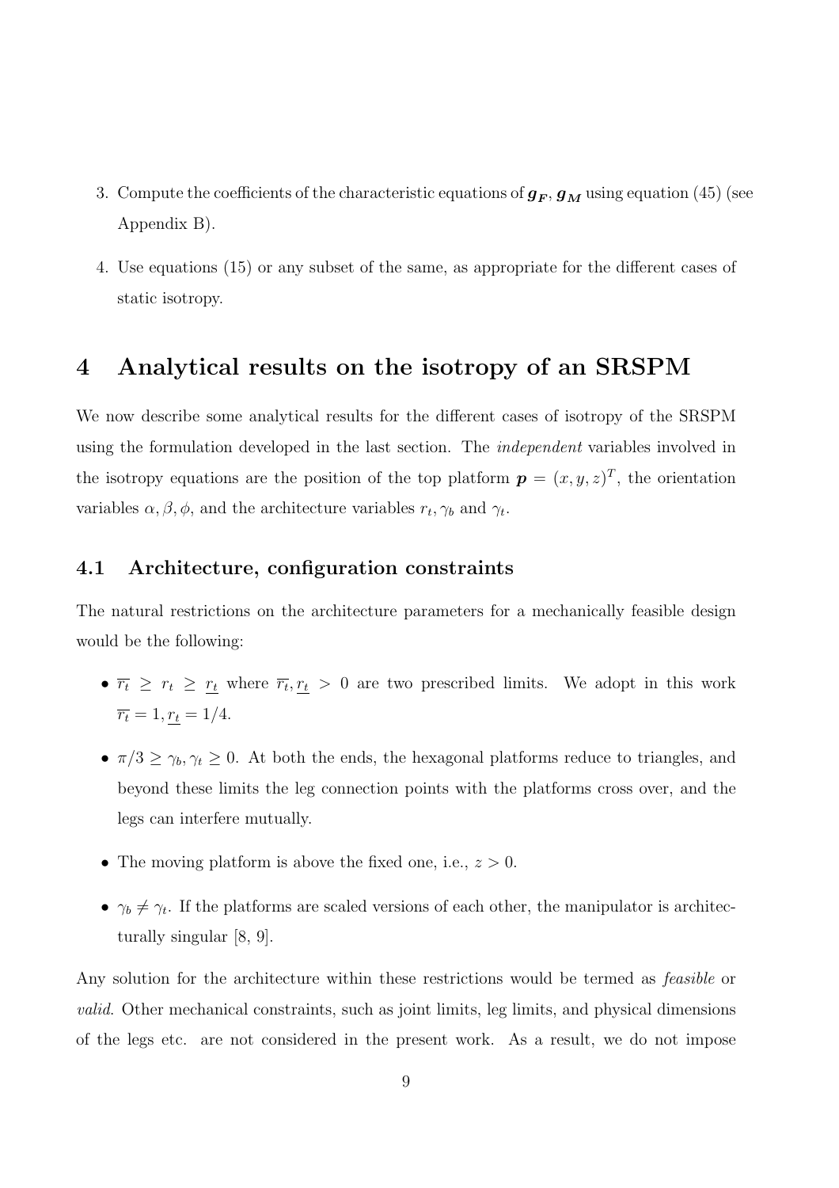3. Compute the coefficients of the characteristic equations of $\boldsymbol{g_F}$, $\boldsymbol{g_M}$ using equation (45) (see Appendix B).

4. Use equations (15) or any subset of the same, as appropriate for the different cases of static isotropy.

# 4 Analytical results on the isotropy of an SRSPM

We now describe some analytical results for the different cases of isotropy of the SRSPM using the formulation developed in the last section. The *independent* variables involved in the isotropy equations are the position of the top platform $\boldsymbol{p} = (x, y, z)^T$, the orientation variables $\alpha, \beta, \phi$, and the architecture variables $r_t, \gamma_b$ and $\gamma_t$.

## 4.1 Architecture, configuration constraints

The natural restrictions on the architecture parameters for a mechanically feasible design would be the following:

- $\overline{r_t} \geq r_t \geq \underline{r_t}$ where $\overline{r_t}, \underline{r_t} > 0$ are two prescribed limits. We adopt in this work $\overline{r_t} = 1, \underline{r_t} = 1/4$.

- $\pi/3 \geq \gamma_b, \gamma_t \geq 0$. At both the ends, the hexagonal platforms reduce to triangles, and beyond these limits the leg connection points with the platforms cross over, and the legs can interfere mutually.

- The moving platform is above the fixed one, i.e., $z > 0$.

- $\gamma_b \neq \gamma_t$. If the platforms are scaled versions of each other, the manipulator is architecturally singular [8, 9].

Any solution for the architecture within these restrictions would be termed as *feasible* or *valid*. Other mechanical constraints, such as joint limits, leg limits, and physical dimensions of the legs etc. are not considered in the present work. As a result, we do not impose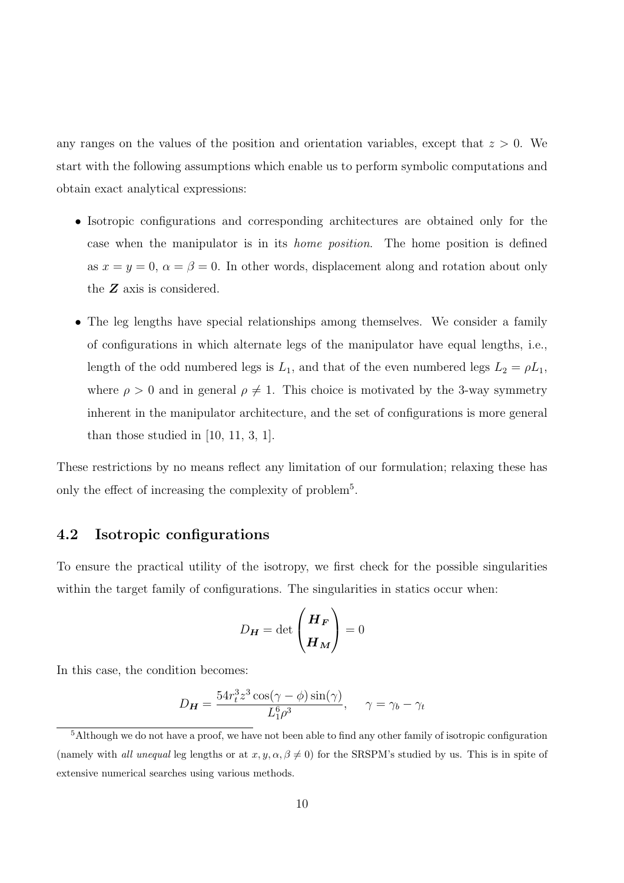any ranges on the values of the position and orientation variables, except that $z > 0$. We start with the following assumptions which enable us to perform symbolic computations and obtain exact analytical expressions:

- Isotropic configurations and corresponding architectures are obtained only for the case when the manipulator is in its *home position*. The home position is defined as $x = y = 0$, $\alpha = \beta = 0$. In other words, displacement along and rotation about only the $\boldsymbol{Z}$ axis is considered.
- The leg lengths have special relationships among themselves. We consider a family of configurations in which alternate legs of the manipulator have equal lengths, i.e., length of the odd numbered legs is $L_1$, and that of the even numbered legs $L_2 = \rho L_1$, where $\rho > 0$ and in general $\rho \neq 1$. This choice is motivated by the 3-way symmetry inherent in the manipulator architecture, and the set of configurations is more general than those studied in [10, 11, 3, 1].

These restrictions by no means reflect any limitation of our formulation; relaxing these has only the effect of increasing the complexity of problem[5].

## 4.2 Isotropic configurations

To ensure the practical utility of the isotropy, we first check for the possible singularities within the target family of configurations. The singularities in statics occur when:

$$D_{\boldsymbol{H}} = \det \begin{pmatrix} \boldsymbol{H_F} \\ \boldsymbol{H_M} \end{pmatrix} = 0$$

In this case, the condition becomes:

$$D_{\boldsymbol{H}} = \frac{54 r_t^3 z^3 \cos(\gamma - \phi) \sin(\gamma)}{L_1^6 \rho^3}, \quad \gamma = \gamma_b - \gamma_t$$

[5] Although we do not have a proof, we have not been able to find any other family of isotropic configuration (namely with *all unequal* leg lengths or at $x, y, \alpha, \beta \neq 0$) for the SRSPM's studied by us. This is in spite of extensive numerical searches using various methods.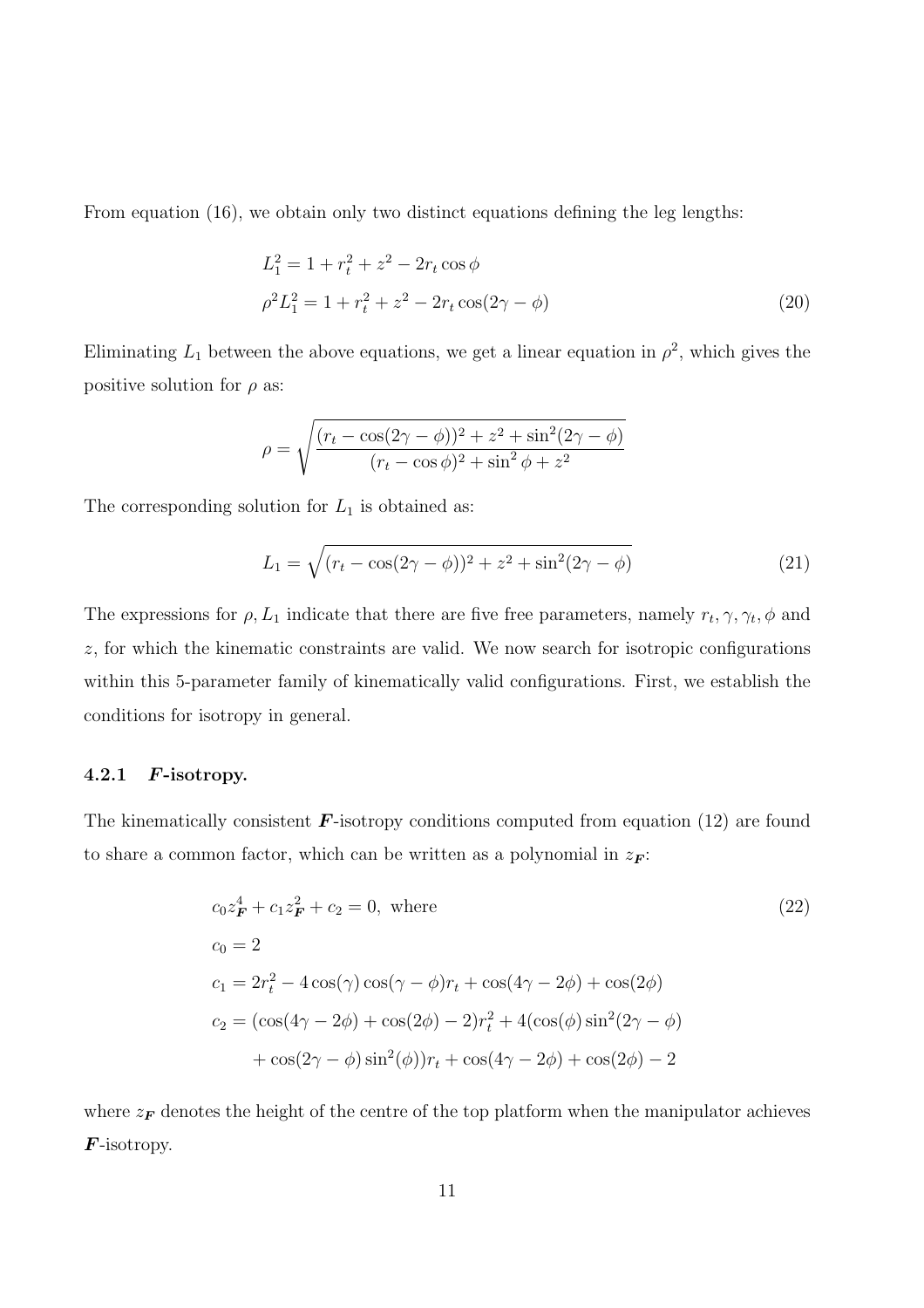From equation (16), we obtain only two distinct equations defining the leg lengths:

$$
\begin{aligned}
L_1^2 &= 1 + r_t^2 + z^2 - 2r_t \cos\phi \\
\rho^2 L_1^2 &= 1 + r_t^2 + z^2 - 2r_t \cos(2\gamma - \phi)
\end{aligned}
\tag{20}
$$

Eliminating $L_1$ between the above equations, we get a linear equation in $\rho^2$, which gives the positive solution for $\rho$ as:

$$
\rho = \sqrt{\frac{(r_t - \cos(2\gamma - \phi))^2 + z^2 + \sin^2(2\gamma - \phi)}{(r_t - \cos\phi)^2 + \sin^2\phi + z^2}}
$$

The corresponding solution for $L_1$ is obtained as:

$$
L_1 = \sqrt{(r_t - \cos(2\gamma - \phi))^2 + z^2 + \sin^2(2\gamma - \phi)} \tag{21}
$$

The expressions for $\rho, L_1$ indicate that there are five free parameters, namely $r_t, \gamma, \gamma_t, \phi$ and $z$, for which the kinematic constraints are valid. We now search for isotropic configurations within this 5-parameter family of kinematically valid configurations. First, we establish the conditions for isotropy in general.

#### 4.2.1 $\boldsymbol{F}$-isotropy.

The kinematically consistent $\boldsymbol{F}$-isotropy conditions computed from equation (12) are found to share a common factor, which can be written as a polynomial in $z_{\boldsymbol{F}}$:

$$
\begin{aligned}
& c_0 z_{\boldsymbol{F}}^4 + c_1 z_{\boldsymbol{F}}^2 + c_2 = 0, \text{ where} \\
& c_0 = 2 \\
& c_1 = 2r_t^2 - 4\cos(\gamma)\cos(\gamma - \phi) r_t + \cos(4\gamma - 2\phi) + \cos(2\phi) \\
& c_2 = (\cos(4\gamma - 2\phi) + \cos(2\phi) - 2) r_t^2 + 4(\cos(\phi)\sin^2(2\gamma - \phi) \\
& \qquad + \cos(2\gamma - \phi)\sin^2(\phi)) r_t + \cos(4\gamma - 2\phi) + \cos(2\phi) - 2
\end{aligned}
\tag{22}
$$

where $z_{\boldsymbol{F}}$ denotes the height of the centre of the top platform when the manipulator achieves $\boldsymbol{F}$-isotropy.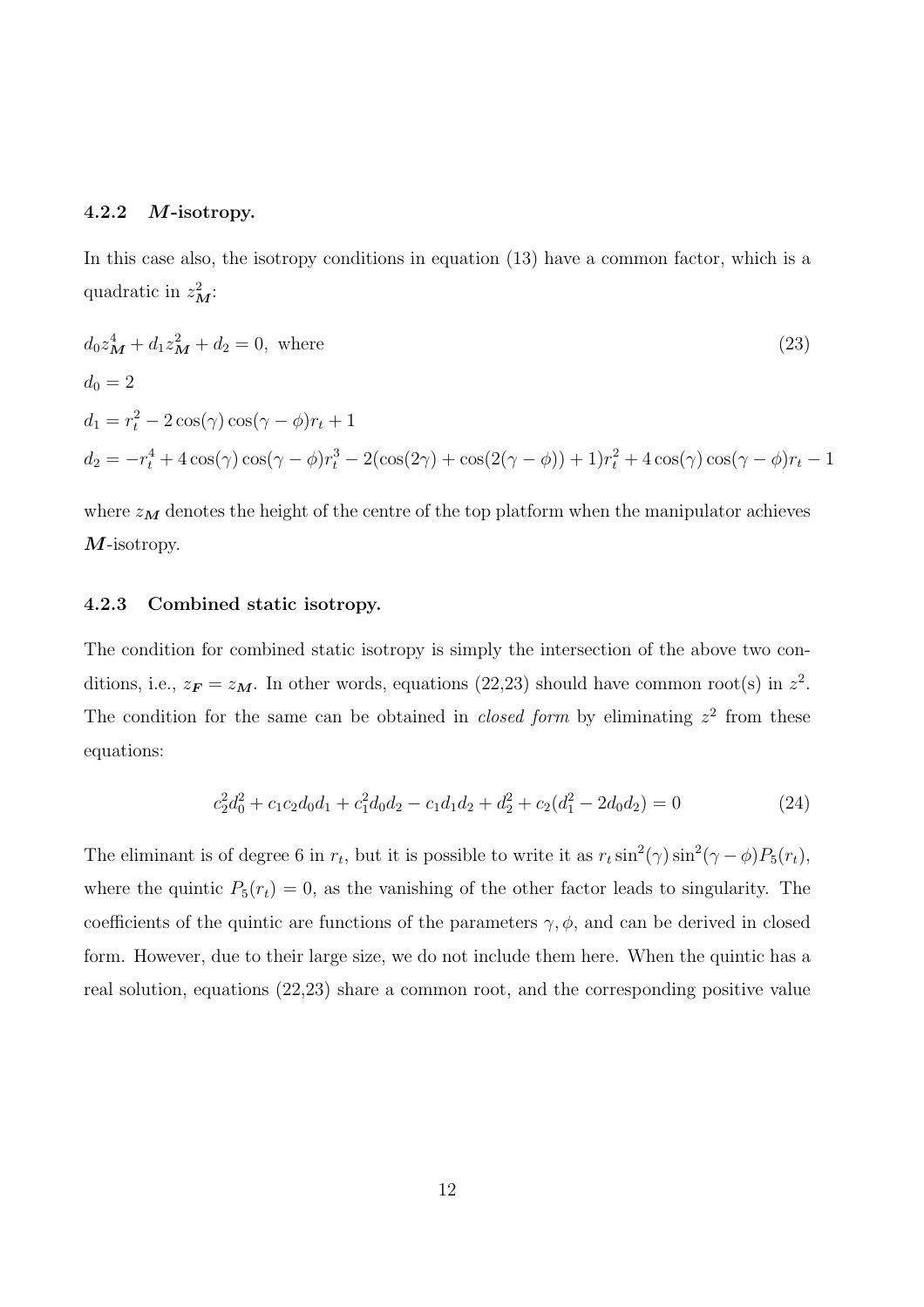### 4.2.2 $\boldsymbol{M}$-isotropy.

In this case also, the isotropy conditions in equation (13) have a common factor, which is a quadratic in $z_{\boldsymbol{M}}^2$:

$$
\begin{aligned}
& d_0 z_{\boldsymbol{M}}^4 + d_1 z_{\boldsymbol{M}}^2 + d_2 = 0, \text{ where} && (23) \\
& d_0 = 2 \\
& d_1 = r_t^2 - 2\cos(\gamma)\cos(\gamma - \phi) r_t + 1 \\
& d_2 = -r_t^4 + 4\cos(\gamma)\cos(\gamma - \phi) r_t^3 - 2(\cos(2\gamma) + \cos(2(\gamma - \phi)) + 1) r_t^2 + 4\cos(\gamma)\cos(\gamma - \phi) r_t - 1
\end{aligned}
$$

where $z_{\boldsymbol{M}}$ denotes the height of the centre of the top platform when the manipulator achieves $\boldsymbol{M}$-isotropy.

### 4.2.3 Combined static isotropy.

The condition for combined static isotropy is simply the intersection of the above two conditions, i.e., $z_{\boldsymbol{F}} = z_{\boldsymbol{M}}$. In other words, equations (22,23) should have common root(s) in $z^2$. The condition for the same can be obtained in *closed form* by eliminating $z^2$ from these equations:

$$
c_2^2 d_0^2 + c_1 c_2 d_0 d_1 + c_1^2 d_0 d_2 - c_1 d_1 d_2 + d_2^2 + c_2(d_1^2 - 2 d_0 d_2) = 0 \tag{24}
$$

The eliminant is of degree 6 in $r_t$, but it is possible to write it as $r_t \sin^2(\gamma)\sin^2(\gamma - \phi) P_5(r_t)$, where the quintic $P_5(r_t) = 0$, as the vanishing of the other factor leads to singularity. The coefficients of the quintic are functions of the parameters $\gamma, \phi$, and can be derived in closed form. However, due to their large size, we do not include them here. When the quintic has a real solution, equations (22,23) share a common root, and the corresponding positive value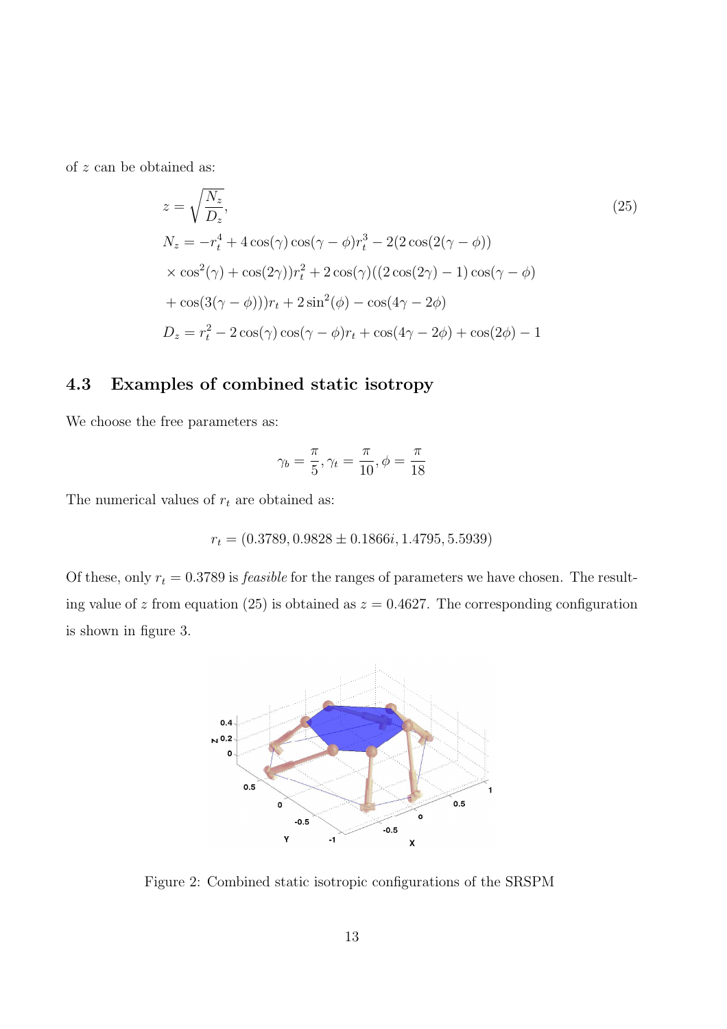of $z$ can be obtained as:

$$
\begin{aligned}
z &= \sqrt{\frac{N_z}{D_z}}, \qquad (25)\\
N_z &= -r_t^4 + 4\cos(\gamma)\cos(\gamma-\phi)r_t^3 - 2(2\cos(2(\gamma-\phi))\\
&\times \cos^2(\gamma) + \cos(2\gamma))r_t^2 + 2\cos(\gamma)((2\cos(2\gamma)-1)\cos(\gamma-\phi)\\
&+ \cos(3(\gamma-\phi)))r_t + 2\sin^2(\phi) - \cos(4\gamma-2\phi)\\
D_z &= r_t^2 - 2\cos(\gamma)\cos(\gamma-\phi)r_t + \cos(4\gamma-2\phi) + \cos(2\phi) - 1
\end{aligned}
$$

## 4.3 Examples of combined static isotropy

We choose the free parameters as:

$$
\gamma_b = \frac{\pi}{5}, \gamma_t = \frac{\pi}{10}, \phi = \frac{\pi}{18}
$$

The numerical values of $r_t$ are obtained as:

$$
r_t = (0.3789, 0.9828 \pm 0.1866i, 1.4795, 5.5939)
$$

Of these, only $r_t = 0.3789$ is *feasible* for the ranges of parameters we have chosen. The resulting value of $z$ from equation (25) is obtained as $z = 0.4627$. The corresponding configuration is shown in figure 3.

Figure 2: Combined static isotropic configurations of the SRSPM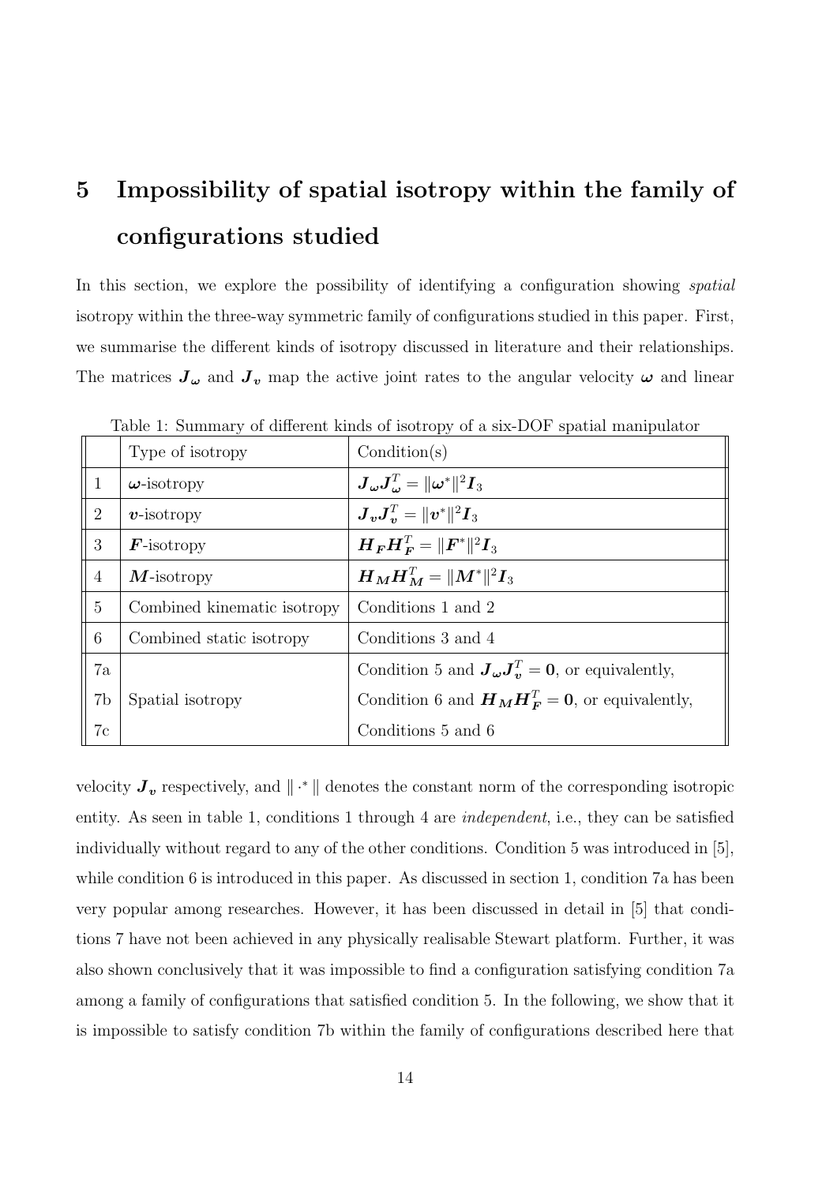# 5 Impossibility of spatial isotropy within the family of configurations studied

In this section, we explore the possibility of identifying a configuration showing *spatial* isotropy within the three-way symmetric family of configurations studied in this paper. First, we summarise the different kinds of isotropy discussed in literature and their relationships. The matrices $\boldsymbol{J_\omega}$ and $\boldsymbol{J_v}$ map the active joint rates to the angular velocity $\boldsymbol{\omega}$ and linear velocity $\boldsymbol{J_v}$ respectively, and $\| \cdot^* \|$ denotes the constant norm of the corresponding isotropic entity. As seen in table 1, conditions 1 through 4 are *independent*, i.e., they can be satisfied individually without regard to any of the other conditions. Condition 5 was introduced in [5], while condition 6 is introduced in this paper. As discussed in section 1, condition 7a has been very popular among researches. However, it has been discussed in detail in [5] that conditions 7 have not been achieved in any physically realisable Stewart platform. Further, it was also shown conclusively that it was impossible to find a configuration satisfying condition 7a among a family of configurations that satisfied condition 5. In the following, we show that it is impossible to satisfy condition 7b within the family of configurations described here that

Table 1: Summary of different kinds of isotropy of a six-DOF spatial manipulator

| | Type of isotropy | Condition(s) |
|---|---|---|
| 1 | $\boldsymbol{\omega}$-isotropy | $\boldsymbol{J_\omega J_\omega^T} = \|\boldsymbol{\omega}^*\|^2 \boldsymbol{I}_3$ |
| 2 | $\boldsymbol{v}$-isotropy | $\boldsymbol{J_v J_v^T} = \|\boldsymbol{v}^*\|^2 \boldsymbol{I}_3$ |
| 3 | $\boldsymbol{F}$-isotropy | $\boldsymbol{H_F H_F^T} = \|\boldsymbol{F}^*\|^2 \boldsymbol{I}_3$ |
| 4 | $\boldsymbol{M}$-isotropy | $\boldsymbol{H_M H_M^T} = \|\boldsymbol{M}^*\|^2 \boldsymbol{I}_3$ |
| 5 | Combined kinematic isotropy | Conditions 1 and 2 |
| 6 | Combined static isotropy | Conditions 3 and 4 |
| 7a | Spatial isotropy | Condition 5 and $\boldsymbol{J_\omega J_v^T} = \boldsymbol{0}$, or equivalently, |
| 7b | | Condition 6 and $\boldsymbol{H_M H_F^T} = \boldsymbol{0}$, or equivalently, |
| 7c | | Conditions 5 and 6 |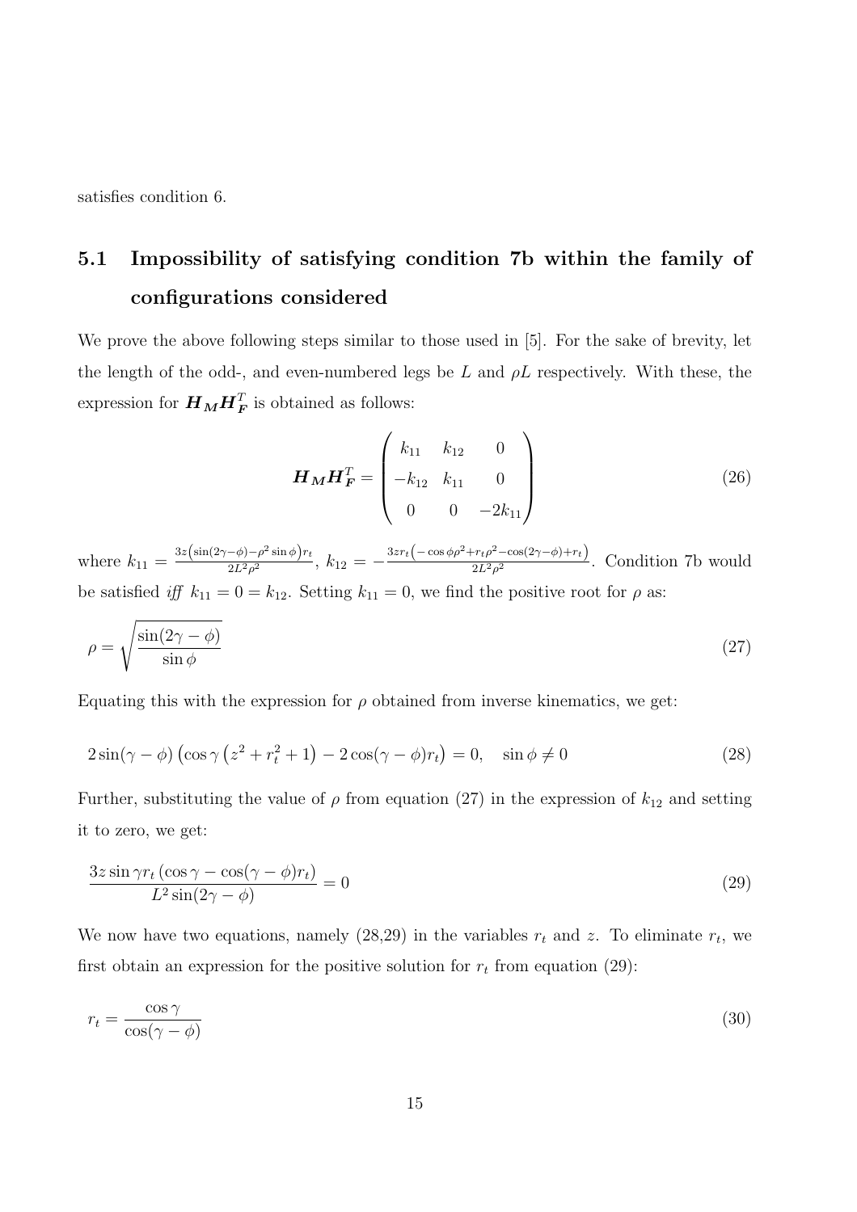satisfies condition 6.

## 5.1 Impossibility of satisfying condition 7b within the family of configurations considered

We prove the above following steps similar to those used in [5]. For the sake of brevity, let the length of the odd-, and even-numbered legs be $L$ and $\rho L$ respectively. With these, the expression for $\boldsymbol{H_M}\boldsymbol{H_F}^T$ is obtained as follows:

$$
\boldsymbol{H_M}\boldsymbol{H_F}^T = \begin{pmatrix} k_{11} & k_{12} & 0 \\ -k_{12} & k_{11} & 0 \\ 0 & 0 & -2k_{11} \end{pmatrix} \tag{26}
$$

where $k_{11} = \frac{3z\left(\sin(2\gamma-\phi)-\rho^2\sin\phi\right)r_t}{2L^2\rho^2}$, $k_{12} = -\frac{3zr_t\left(-\cos\phi\rho^2+r_t\rho^2-\cos(2\gamma-\phi)+r_t\right)}{2L^2\rho^2}$. Condition 7b would be satisfied *iff* $k_{11} = 0 = k_{12}$. Setting $k_{11} = 0$, we find the positive root for $\rho$ as:

$$
\rho = \sqrt{\frac{\sin(2\gamma-\phi)}{\sin\phi}} \tag{27}
$$

Equating this with the expression for $\rho$ obtained from inverse kinematics, we get:

$$
2\sin(\gamma-\phi)\left(\cos\gamma\left(z^2+r_t^2+1\right)-2\cos(\gamma-\phi)r_t\right) = 0, \quad \sin\phi \neq 0 \tag{28}
$$

Further, substituting the value of $\rho$ from equation (27) in the expression of $k_{12}$ and setting it to zero, we get:

$$
\frac{3z\sin\gamma r_t\left(\cos\gamma-\cos(\gamma-\phi)r_t\right)}{L^2\sin(2\gamma-\phi)} = 0 \tag{29}
$$

We now have two equations, namely (28,29) in the variables $r_t$ and $z$. To eliminate $r_t$, we first obtain an expression for the positive solution for $r_t$ from equation (29):

$$
r_t = \frac{\cos\gamma}{\cos(\gamma-\phi)} \tag{30}
$$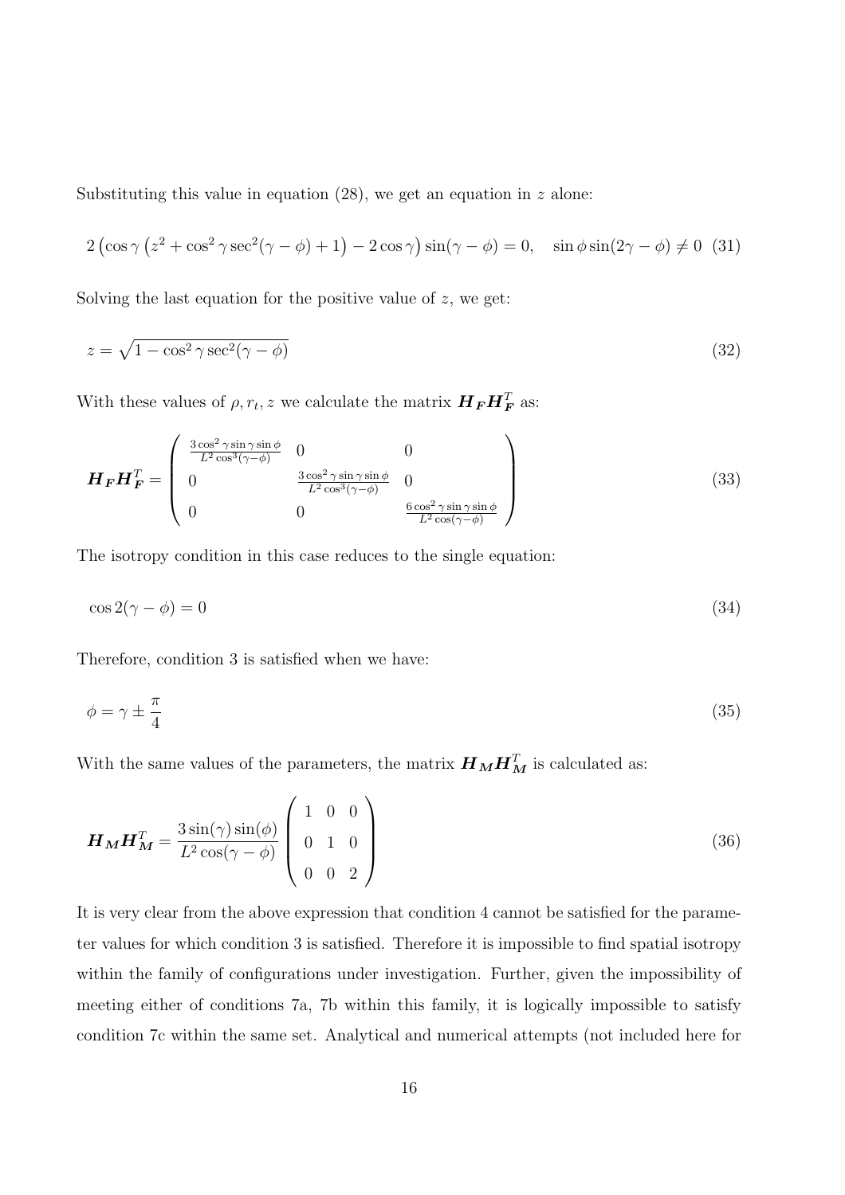Substituting this value in equation (28), we get an equation in $z$ alone:

$$2\left(\cos\gamma\left(z^2+\cos^2\gamma\sec^2(\gamma-\phi)+1\right)-2\cos\gamma\right)\sin(\gamma-\phi)=0,\quad \sin\phi\sin(2\gamma-\phi)\neq 0 \tag{31}$$

Solving the last equation for the positive value of $z$, we get:

$$z=\sqrt{1-\cos^2\gamma\sec^2(\gamma-\phi)} \tag{32}$$

With these values of $\rho, r_t, z$ we calculate the matrix $\boldsymbol{H_F}\boldsymbol{H_F}^T$ as:

$$\boldsymbol{H_F}\boldsymbol{H_F}^T=\begin{pmatrix} \frac{3\cos^2\gamma\sin\gamma\sin\phi}{L^2\cos^3(\gamma-\phi)} & 0 & 0 \\ 0 & \frac{3\cos^2\gamma\sin\gamma\sin\phi}{L^2\cos^3(\gamma-\phi)} & 0 \\ 0 & 0 & \frac{6\cos^2\gamma\sin\gamma\sin\phi}{L^2\cos(\gamma-\phi)} \end{pmatrix} \tag{33}$$

The isotropy condition in this case reduces to the single equation:

$$\cos 2(\gamma-\phi)=0 \tag{34}$$

Therefore, condition 3 is satisfied when we have:

$$\phi=\gamma\pm\frac{\pi}{4} \tag{35}$$

With the same values of the parameters, the matrix $\boldsymbol{H_M}\boldsymbol{H_M}^T$ is calculated as:

$$\boldsymbol{H_M}\boldsymbol{H_M}^T=\frac{3\sin(\gamma)\sin(\phi)}{L^2\cos(\gamma-\phi)}\begin{pmatrix} 1 & 0 & 0 \\ 0 & 1 & 0 \\ 0 & 0 & 2 \end{pmatrix} \tag{36}$$

It is very clear from the above expression that condition 4 cannot be satisfied for the parameter values for which condition 3 is satisfied. Therefore it is impossible to find spatial isotropy within the family of configurations under investigation. Further, given the impossibility of meeting either of conditions 7a, 7b within this family, it is logically impossible to satisfy condition 7c within the same set. Analytical and numerical attempts (not included here for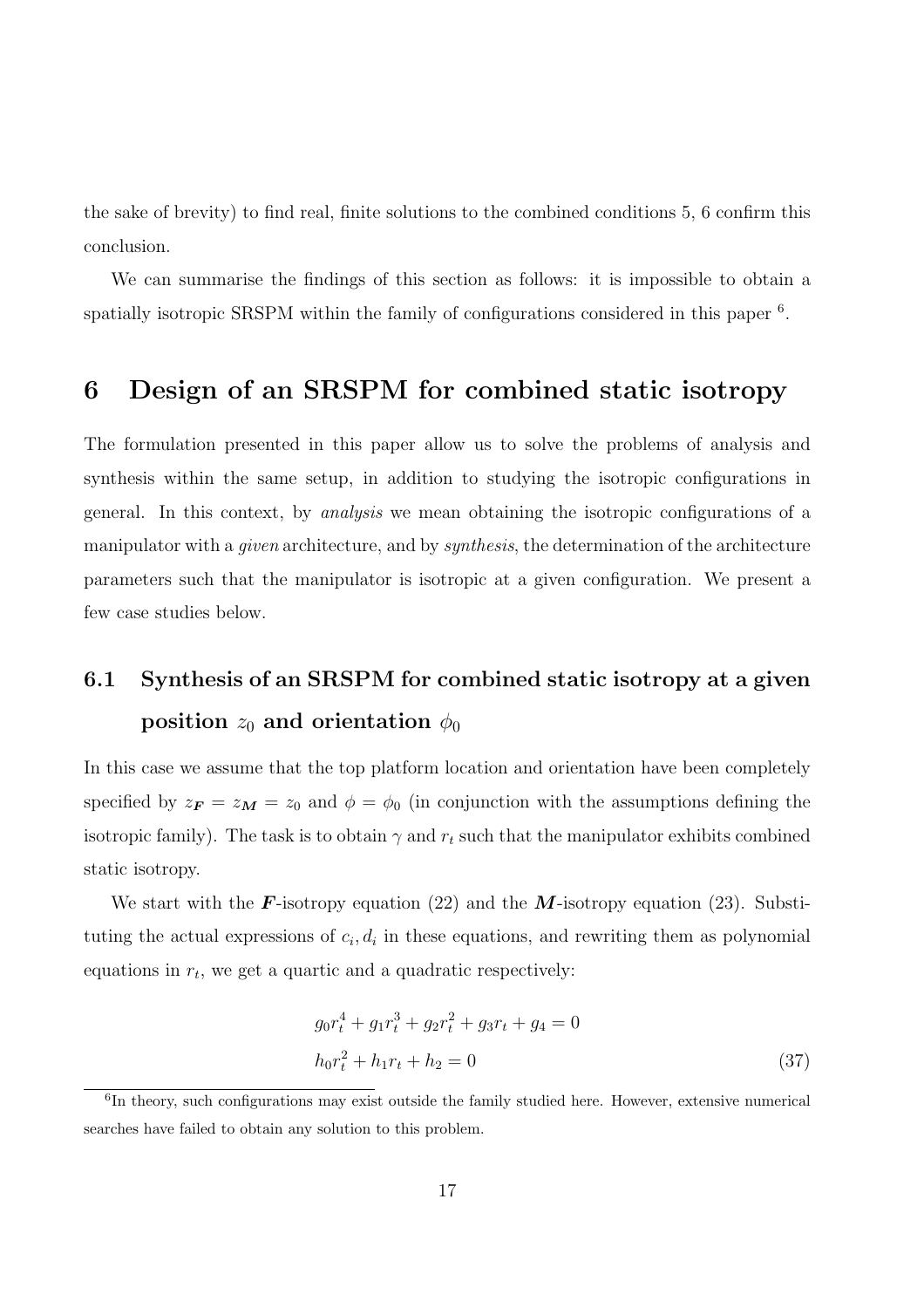the sake of brevity) to find real, finite solutions to the combined conditions 5, 6 confirm this conclusion.

We can summarise the findings of this section as follows: it is impossible to obtain a spatially isotropic SRSPM within the family of configurations considered in this paper [6].

# 6 Design of an SRSPM for combined static isotropy

The formulation presented in this paper allow us to solve the problems of analysis and synthesis within the same setup, in addition to studying the isotropic configurations in general. In this context, by *analysis* we mean obtaining the isotropic configurations of a manipulator with a *given* architecture, and by *synthesis*, the determination of the architecture parameters such that the manipulator is isotropic at a given configuration. We present a few case studies below.

## 6.1 Synthesis of an SRSPM for combined static isotropy at a given position $z_0$ and orientation $\phi_0$

In this case we assume that the top platform location and orientation have been completely specified by $z_{\boldsymbol{F}} = z_{\boldsymbol{M}} = z_0$ and $\phi = \phi_0$ (in conjunction with the assumptions defining the isotropic family). The task is to obtain $\gamma$ and $r_t$ such that the manipulator exhibits combined static isotropy.

We start with the $\boldsymbol{F}$-isotropy equation (22) and the $\boldsymbol{M}$-isotropy equation (23). Substituting the actual expressions of $c_i, d_i$ in these equations, and rewriting them as polynomial equations in $r_t$, we get a quartic and a quadratic respectively:

$$
\begin{aligned}
g_0 r_t^4 + g_1 r_t^3 + g_2 r_t^2 + g_3 r_t + g_4 = 0 \\
h_0 r_t^2 + h_1 r_t + h_2 = 0
\end{aligned}
\tag{37}
$$

[6] In theory, such configurations may exist outside the family studied here. However, extensive numerical searches have failed to obtain any solution to this problem.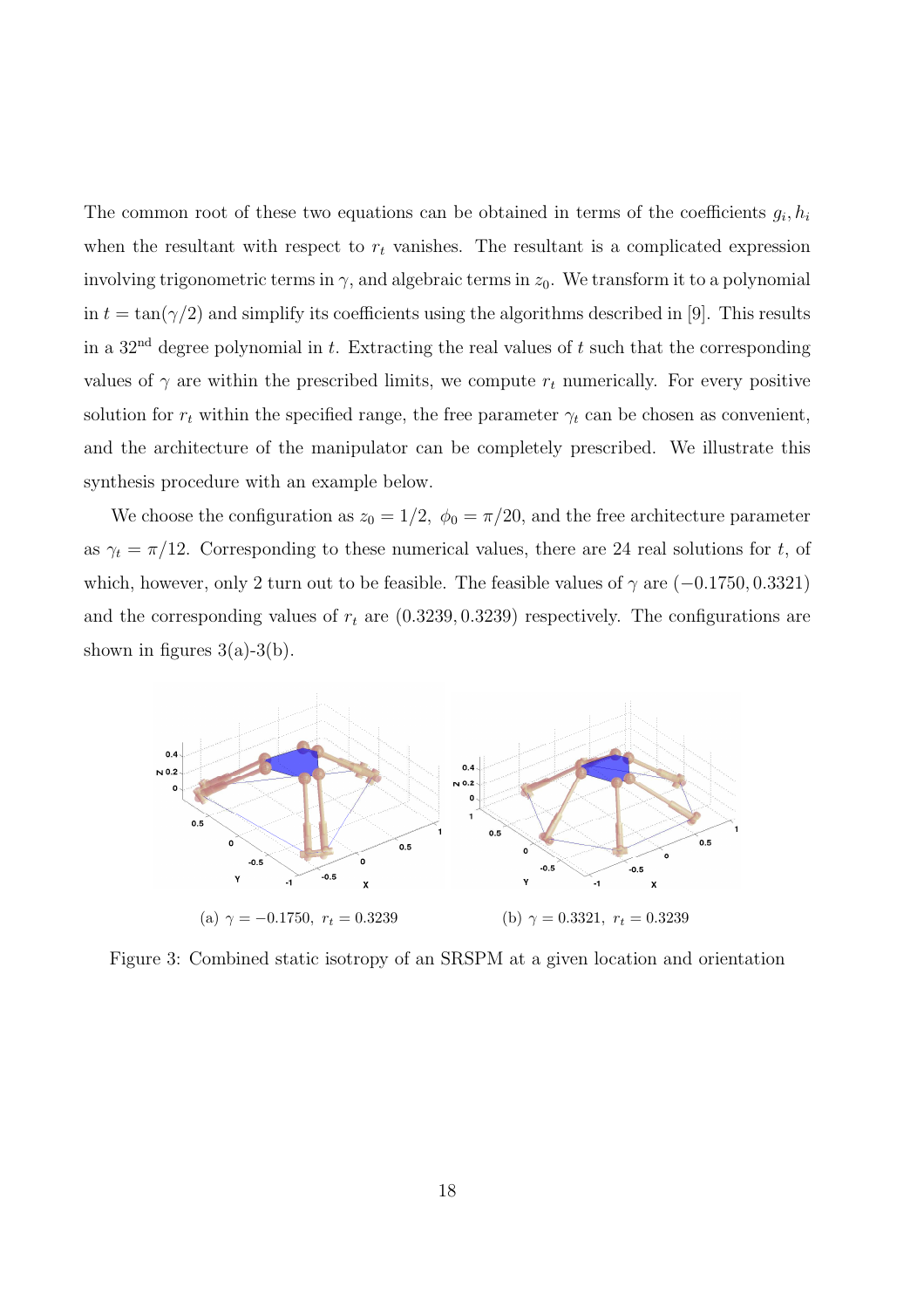The common root of these two equations can be obtained in terms of the coefficients $g_i, h_i$ when the resultant with respect to $r_t$ vanishes. The resultant is a complicated expression involving trigonometric terms in $\gamma$, and algebraic terms in $z_0$. We transform it to a polynomial in $t = \tan(\gamma/2)$ and simplify its coefficients using the algorithms described in [9]. This results in a $32^{\text{nd}}$ degree polynomial in $t$. Extracting the real values of $t$ such that the corresponding values of $\gamma$ are within the prescribed limits, we compute $r_t$ numerically. For every positive solution for $r_t$ within the specified range, the free parameter $\gamma_t$ can be chosen as convenient, and the architecture of the manipulator can be completely prescribed. We illustrate this synthesis procedure with an example below.

We choose the configuration as $z_0 = 1/2,\ \phi_0 = \pi/20$, and the free architecture parameter as $\gamma_t = \pi/12$. Corresponding to these numerical values, there are 24 real solutions for $t$, of which, however, only 2 turn out to be feasible. The feasible values of $\gamma$ are $(-0.1750, 0.3321)$ and the corresponding values of $r_t$ are $(0.3239, 0.3239)$ respectively. The configurations are shown in figures 3(a)-3(b).

(a) $\gamma = -0.1750,\ r_t = 0.3239$

(b) $\gamma = 0.3321,\ r_t = 0.3239$

Figure 3: Combined static isotropy of an SRSPM at a given location and orientation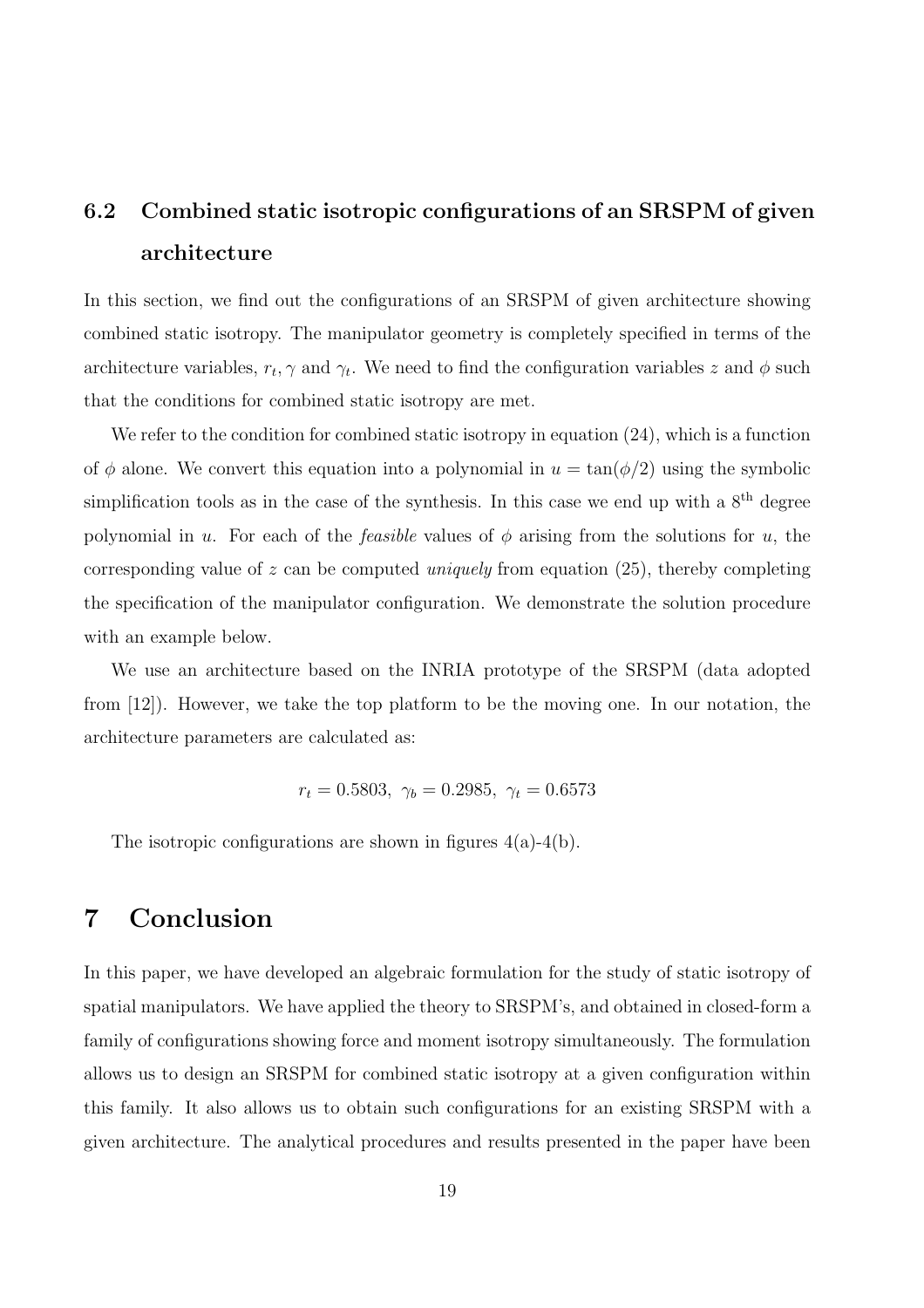### 6.2 Combined static isotropic configurations of an SRSPM of given architecture

In this section, we find out the configurations of an SRSPM of given architecture showing combined static isotropy. The manipulator geometry is completely specified in terms of the architecture variables, $r_t, \gamma$ and $\gamma_t$. We need to find the configuration variables $z$ and $\phi$ such that the conditions for combined static isotropy are met.

We refer to the condition for combined static isotropy in equation (24), which is a function of $\phi$ alone. We convert this equation into a polynomial in $u = \tan(\phi/2)$ using the symbolic simplification tools as in the case of the synthesis. In this case we end up with a $8^{\text{th}}$ degree polynomial in $u$. For each of the *feasible* values of $\phi$ arising from the solutions for $u$, the corresponding value of $z$ can be computed *uniquely* from equation (25), thereby completing the specification of the manipulator configuration. We demonstrate the solution procedure with an example below.

We use an architecture based on the INRIA prototype of the SRSPM (data adopted from [12]). However, we take the top platform to be the moving one. In our notation, the architecture parameters are calculated as:

$$r_t = 0.5803, \ \gamma_b = 0.2985, \ \gamma_t = 0.6573$$

The isotropic configurations are shown in figures 4(a)-4(b).

## 7 Conclusion

In this paper, we have developed an algebraic formulation for the study of static isotropy of spatial manipulators. We have applied the theory to SRSPM's, and obtained in closed-form a family of configurations showing force and moment isotropy simultaneously. The formulation allows us to design an SRSPM for combined static isotropy at a given configuration within this family. It also allows us to obtain such configurations for an existing SRSPM with a given architecture. The analytical procedures and results presented in the paper have been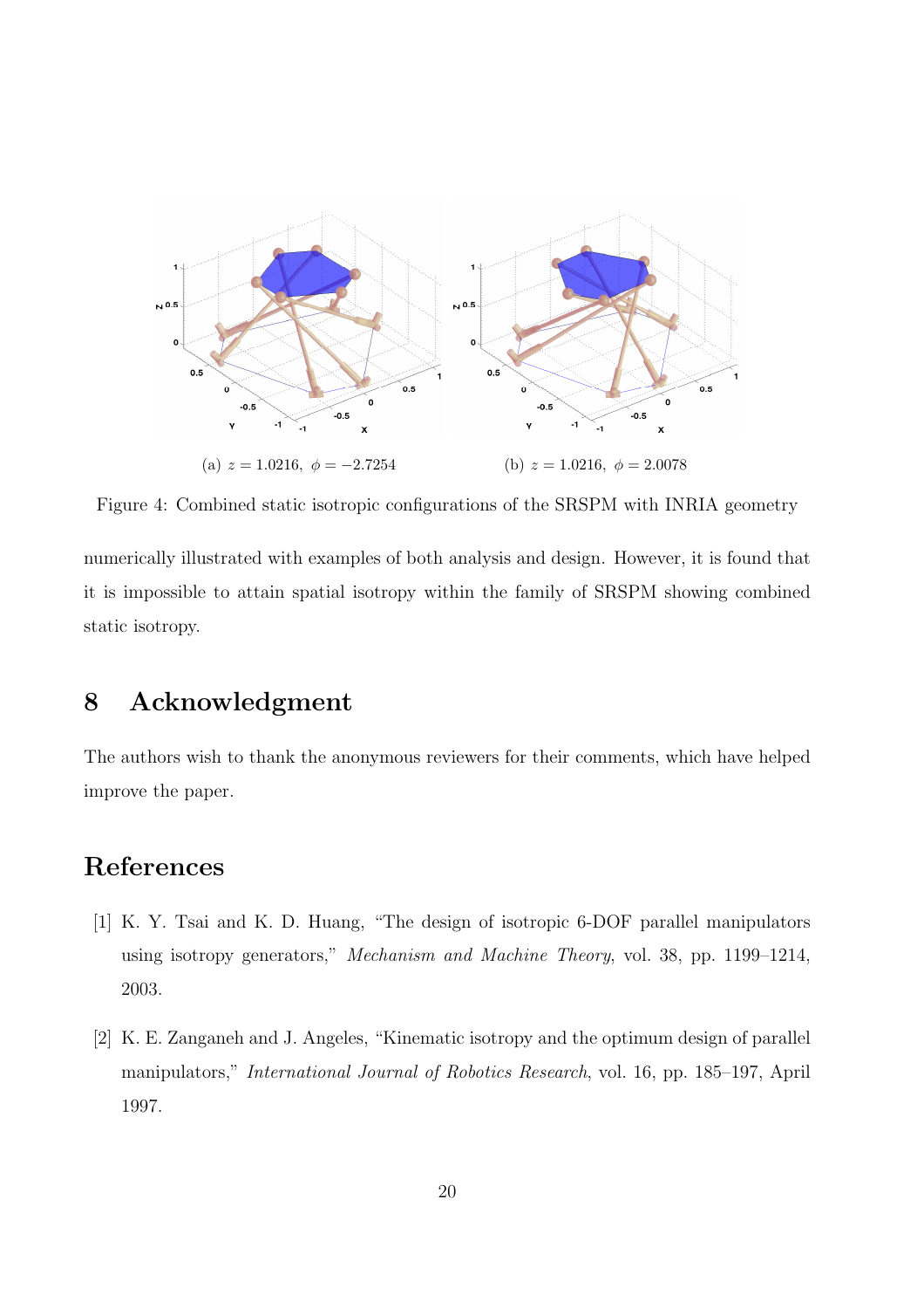(a) $z = 1.0216,\ \phi = -2.7254$

(b) $z = 1.0216,\ \phi = 2.0078$

Figure 4: Combined static isotropic configurations of the SRSPM with INRIA geometry

numerically illustrated with examples of both analysis and design. However, it is found that it is impossible to attain spatial isotropy within the family of SRSPM showing combined static isotropy.

## 8 Acknowledgment

The authors wish to thank the anonymous reviewers for their comments, which have helped improve the paper.

## References

[1] K. Y. Tsai and K. D. Huang, "The design of isotropic 6-DOF parallel manipulators using isotropy generators," *Mechanism and Machine Theory*, vol. 38, pp. 1199–1214, 2003.

[2] K. E. Zanganeh and J. Angeles, "Kinematic isotropy and the optimum design of parallel manipulators," *International Journal of Robotics Research*, vol. 16, pp. 185–197, April 1997.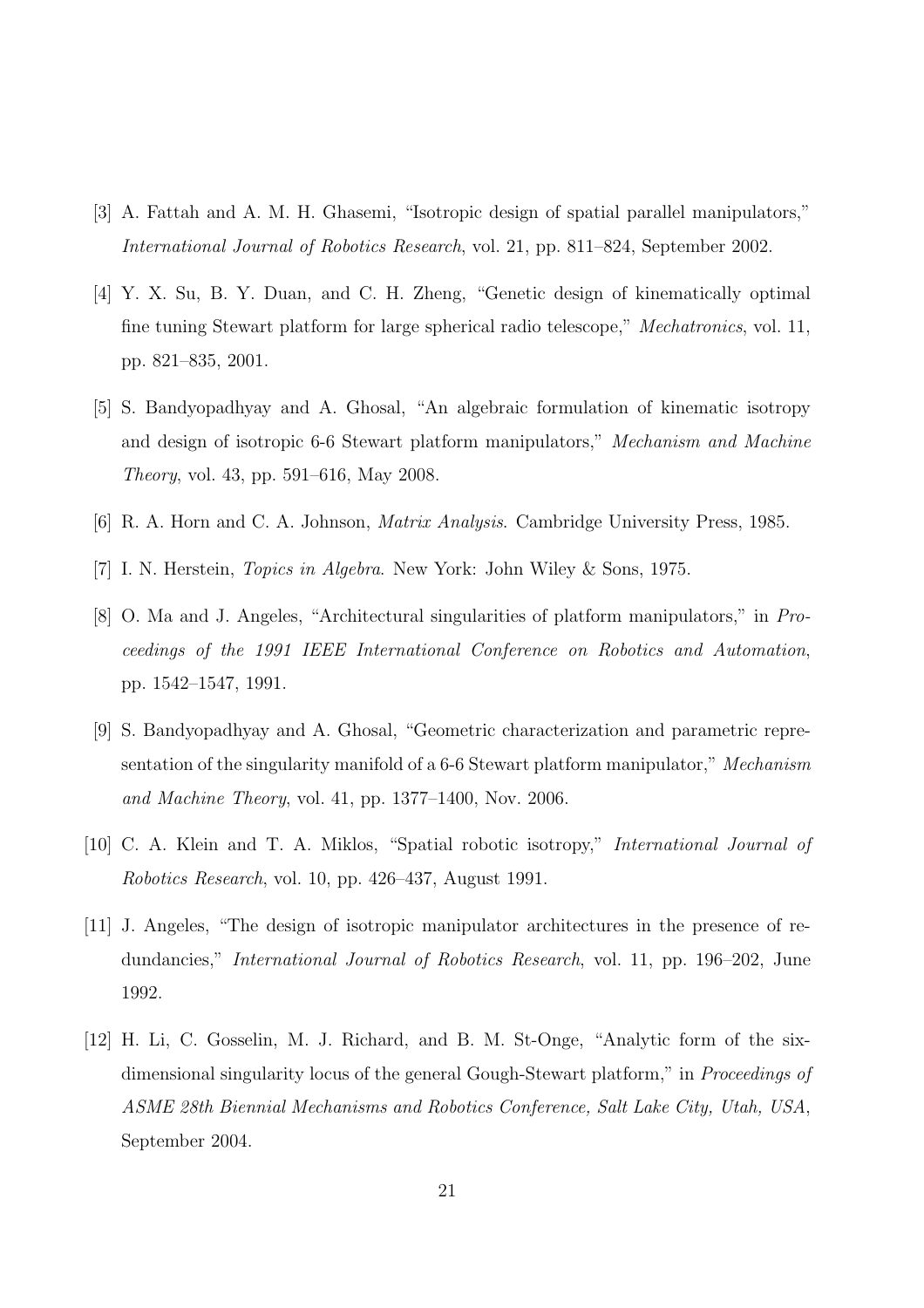[3] A. Fattah and A. M. H. Ghasemi, "Isotropic design of spatial parallel manipulators," *International Journal of Robotics Research*, vol. 21, pp. 811–824, September 2002.

[4] Y. X. Su, B. Y. Duan, and C. H. Zheng, "Genetic design of kinematically optimal fine tuning Stewart platform for large spherical radio telescope," *Mechatronics*, vol. 11, pp. 821–835, 2001.

[5] S. Bandyopadhyay and A. Ghosal, "An algebraic formulation of kinematic isotropy and design of isotropic 6-6 Stewart platform manipulators," *Mechanism and Machine Theory*, vol. 43, pp. 591–616, May 2008.

[6] R. A. Horn and C. A. Johnson, *Matrix Analysis*. Cambridge University Press, 1985.

[7] I. N. Herstein, *Topics in Algebra*. New York: John Wiley & Sons, 1975.

[8] O. Ma and J. Angeles, "Architectural singularities of platform manipulators," in *Proceedings of the 1991 IEEE International Conference on Robotics and Automation*, pp. 1542–1547, 1991.

[9] S. Bandyopadhyay and A. Ghosal, "Geometric characterization and parametric representation of the singularity manifold of a 6-6 Stewart platform manipulator," *Mechanism and Machine Theory*, vol. 41, pp. 1377–1400, Nov. 2006.

[10] C. A. Klein and T. A. Miklos, "Spatial robotic isotropy," *International Journal of Robotics Research*, vol. 10, pp. 426–437, August 1991.

[11] J. Angeles, "The design of isotropic manipulator architectures in the presence of redundancies," *International Journal of Robotics Research*, vol. 11, pp. 196–202, June 1992.

[12] H. Li, C. Gosselin, M. J. Richard, and B. M. St-Onge, "Analytic form of the six-dimensional singularity locus of the general Gough-Stewart platform," in *Proceedings of ASME 28th Biennial Mechanisms and Robotics Conference, Salt Lake City, Utah, USA*, September 2004.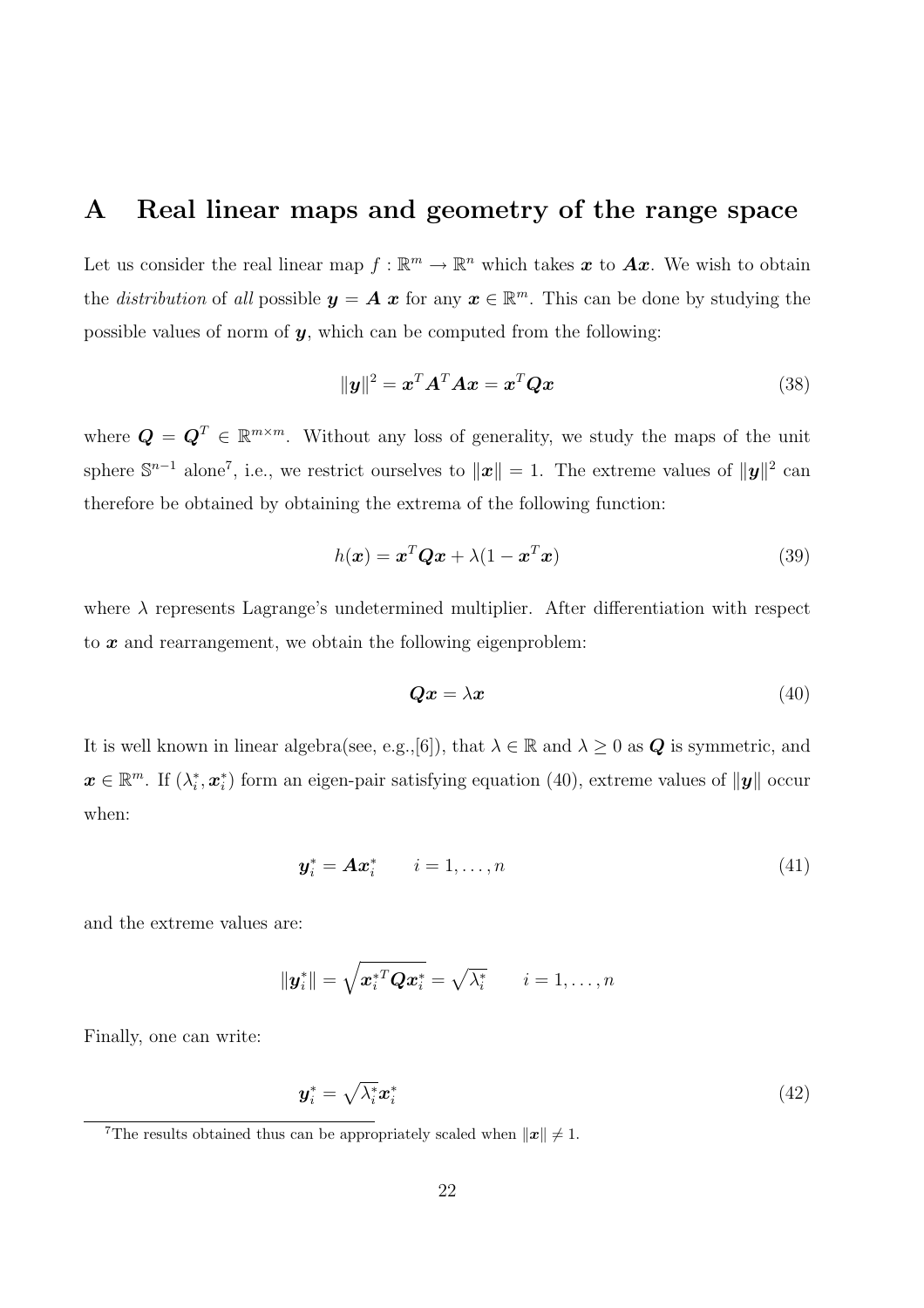# A Real linear maps and geometry of the range space

Let us consider the real linear map $f : \mathbb{R}^m \to \mathbb{R}^n$ which takes $\boldsymbol{x}$ to $\boldsymbol{A}\boldsymbol{x}$. We wish to obtain the *distribution* of *all* possible $\boldsymbol{y} = \boldsymbol{A}\,\boldsymbol{x}$ for any $\boldsymbol{x} \in \mathbb{R}^m$. This can be done by studying the possible values of norm of $\boldsymbol{y}$, which can be computed from the following:

$$\|\boldsymbol{y}\|^2 = \boldsymbol{x}^T \boldsymbol{A}^T \boldsymbol{A} \boldsymbol{x} = \boldsymbol{x}^T \boldsymbol{Q} \boldsymbol{x} \tag{38}$$

where $\boldsymbol{Q} = \boldsymbol{Q}^T \in \mathbb{R}^{m \times m}$. Without any loss of generality, we study the maps of the unit sphere $\mathbb{S}^{n-1}$ alone[7], i.e., we restrict ourselves to $\|\boldsymbol{x}\| = 1$. The extreme values of $\|\boldsymbol{y}\|^2$ can therefore be obtained by obtaining the extrema of the following function:

$$h(\boldsymbol{x}) = \boldsymbol{x}^T \boldsymbol{Q} \boldsymbol{x} + \lambda(1 - \boldsymbol{x}^T \boldsymbol{x}) \tag{39}$$

where $\lambda$ represents Lagrange's undetermined multiplier. After differentiation with respect to $\boldsymbol{x}$ and rearrangement, we obtain the following eigenproblem:

$$\boldsymbol{Q}\boldsymbol{x} = \lambda \boldsymbol{x} \tag{40}$$

It is well known in linear algebra(see, e.g.,[6]), that $\lambda \in \mathbb{R}$ and $\lambda \geq 0$ as $\boldsymbol{Q}$ is symmetric, and $\boldsymbol{x} \in \mathbb{R}^m$. If $(\lambda_i^*, \boldsymbol{x}_i^*)$ form an eigen-pair satisfying equation (40), extreme values of $\|\boldsymbol{y}\|$ occur when:

$$\boldsymbol{y}_i^* = \boldsymbol{A}\boldsymbol{x}_i^* \qquad i = 1, \ldots, n \tag{41}$$

and the extreme values are:

$$\|\boldsymbol{y}_i^*\| = \sqrt{\boldsymbol{x}_i^{*T} \boldsymbol{Q} \boldsymbol{x}_i^*} = \sqrt{\lambda_i^*} \qquad i = 1, \ldots, n$$

Finally, one can write:

$$\boldsymbol{y}_i^* = \sqrt{\lambda_i^*}\boldsymbol{x}_i^* \tag{42}$$

[7] The results obtained thus can be appropriately scaled when $\|\boldsymbol{x}\| \neq 1$.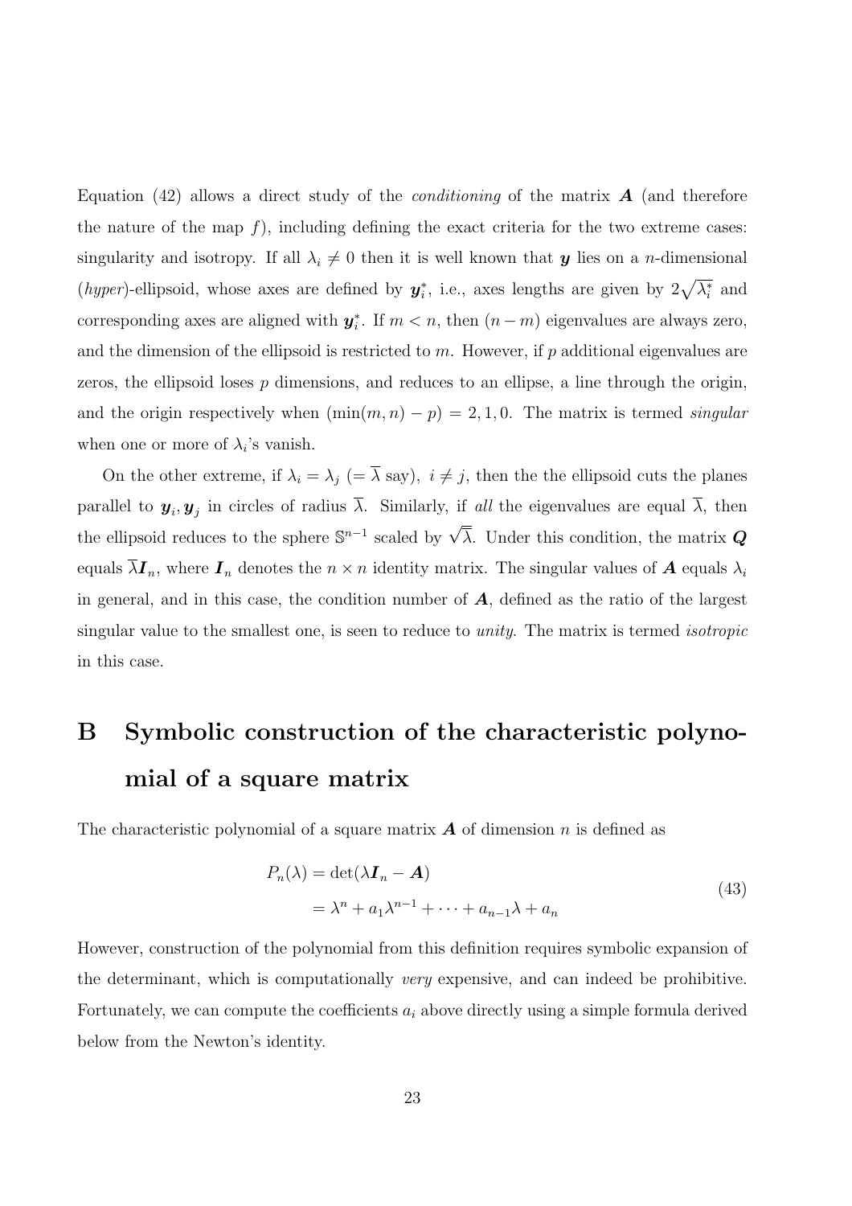Equation (42) allows a direct study of the *conditioning* of the matrix $\boldsymbol{A}$ (and therefore the nature of the map $f$), including defining the exact criteria for the two extreme cases: singularity and isotropy. If all $\lambda_i \neq 0$ then it is well known that $\boldsymbol{y}$ lies on a $n$-dimensional (*hyper*)-ellipsoid, whose axes are defined by $\boldsymbol{y}_i^*$, i.e., axes lengths are given by $2\sqrt{\lambda_i^*}$ and corresponding axes are aligned with $\boldsymbol{y}_i^*$. If $m < n$, then $(n-m)$ eigenvalues are always zero, and the dimension of the ellipsoid is restricted to $m$. However, if $p$ additional eigenvalues are zeros, the ellipsoid loses $p$ dimensions, and reduces to an ellipse, a line through the origin, and the origin respectively when $(\min(m,n) - p) = 2, 1, 0$. The matrix is termed *singular* when one or more of $\lambda_i$'s vanish.

On the other extreme, if $\lambda_i = \lambda_j$ $(= \overline{\lambda}$ say$)$, $i \neq j$, then the the ellipsoid cuts the planes parallel to $\boldsymbol{y}_i, \boldsymbol{y}_j$ in circles of radius $\overline{\lambda}$. Similarly, if *all* the eigenvalues are equal $\overline{\lambda}$, then the ellipsoid reduces to the sphere $\mathbb{S}^{n-1}$ scaled by $\sqrt{\overline{\lambda}}$. Under this condition, the matrix $\boldsymbol{Q}$ equals $\overline{\lambda}\boldsymbol{I}_n$, where $\boldsymbol{I}_n$ denotes the $n \times n$ identity matrix. The singular values of $\boldsymbol{A}$ equals $\lambda_i$ in general, and in this case, the condition number of $\boldsymbol{A}$, defined as the ratio of the largest singular value to the smallest one, is seen to reduce to *unity*. The matrix is termed *isotropic* in this case.

# B Symbolic construction of the characteristic polynomial of a square matrix

The characteristic polynomial of a square matrix $\boldsymbol{A}$ of dimension $n$ is defined as

$$
\begin{aligned}
P_n(\lambda) &= \det(\lambda \boldsymbol{I}_n - \boldsymbol{A}) \\
&= \lambda^n + a_1\lambda^{n-1} + \cdots + a_{n-1}\lambda + a_n
\end{aligned}
\tag{43}
$$

However, construction of the polynomial from this definition requires symbolic expansion of the determinant, which is computationally *very* expensive, and can indeed be prohibitive. Fortunately, we can compute the coefficients $a_i$ above directly using a simple formula derived below from the Newton's identity.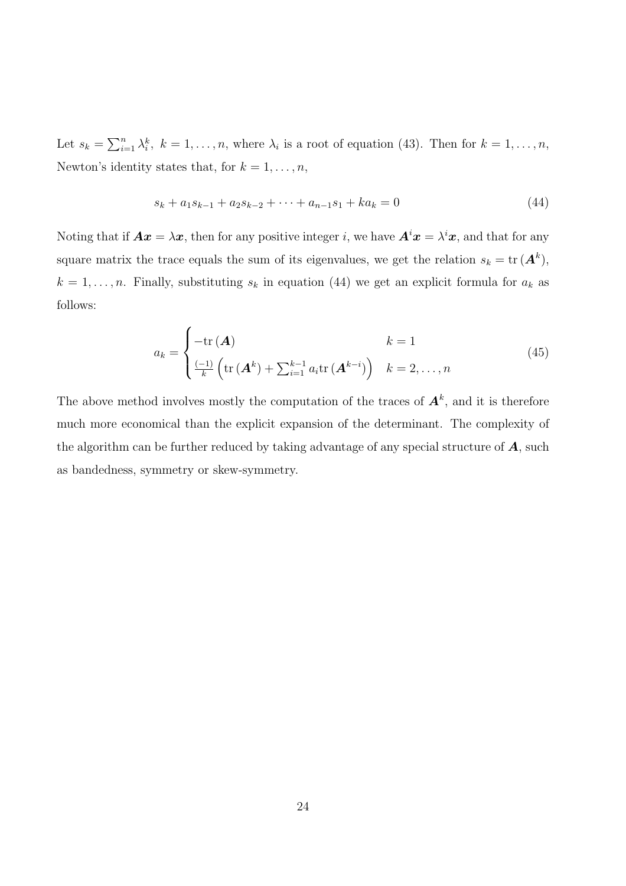Let $s_k = \sum_{i=1}^{n} \lambda_i^k,\ k = 1, \ldots, n$, where $\lambda_i$ is a root of equation (43). Then for $k = 1, \ldots, n$, Newton's identity states that, for $k = 1, \ldots, n$,

$$s_k + a_1 s_{k-1} + a_2 s_{k-2} + \cdots + a_{n-1} s_1 + k a_k = 0 \tag{44}$$

Noting that if $\boldsymbol{A}\boldsymbol{x} = \lambda \boldsymbol{x}$, then for any positive integer $i$, we have $\boldsymbol{A}^i \boldsymbol{x} = \lambda^i \boldsymbol{x}$, and that for any square matrix the trace equals the sum of its eigenvalues, we get the relation $s_k = \operatorname{tr}(\boldsymbol{A}^k)$, $k = 1, \ldots, n$. Finally, substituting $s_k$ in equation (44) we get an explicit formula for $a_k$ as follows:

$$a_k = \begin{cases} -\operatorname{tr}(\boldsymbol{A}) & k = 1 \\ \frac{(-1)}{k}\left(\operatorname{tr}(\boldsymbol{A}^k) + \sum_{i=1}^{k-1} a_i \operatorname{tr}(\boldsymbol{A}^{k-i})\right) & k = 2, \ldots, n \end{cases} \tag{45}$$

The above method involves mostly the computation of the traces of $\boldsymbol{A}^k$, and it is therefore much more economical than the explicit expansion of the determinant. The complexity of the algorithm can be further reduced by taking advantage of any special structure of $\boldsymbol{A}$, such as bandedness, symmetry or skew-symmetry.